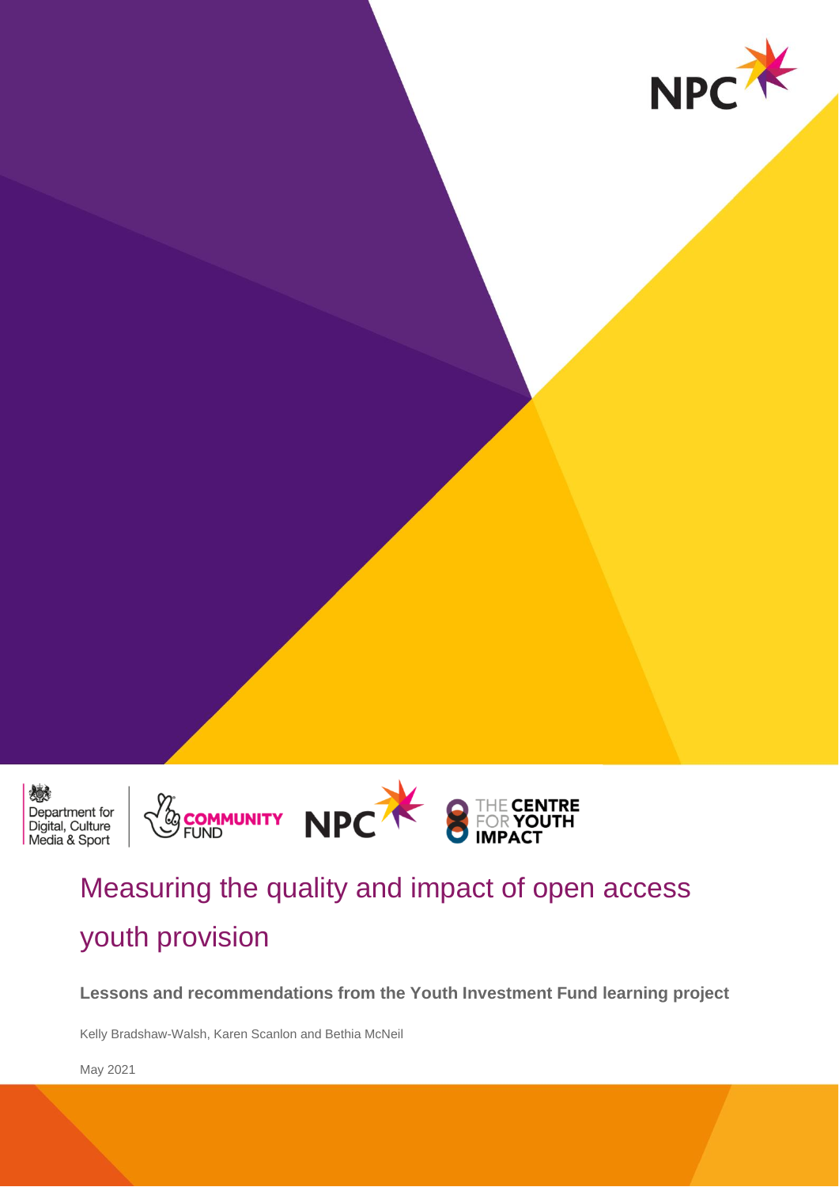# Measuring the quality and impact of open access youth provision

**Lessons and recommendations from the Youth Investment Fund learning project**

Kelly Bradshaw-Walsh, Karen Scanlon and Bethia McNeil

May 2021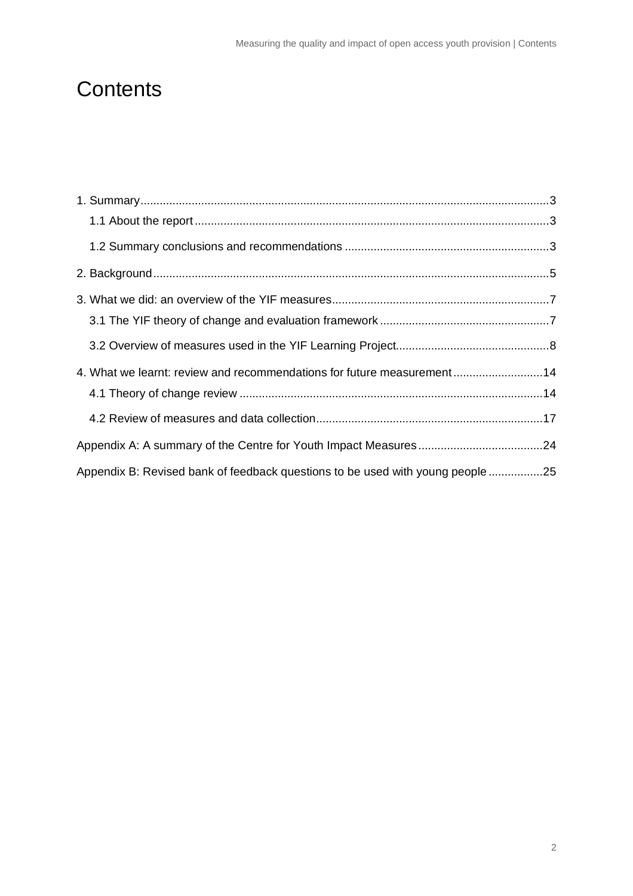# Contents

1. Summary ... 3
    - 1.1 About the report ... 3
    - 1.2 Summary conclusions and recommendations ... 3
2. Background ... 5
3. What we did: an overview of the YIF measures ... 7
    - 3.1 The YIF theory of change and evaluation framework ... 7
    - 3.2 Overview of measures used in the YIF Learning Project ... 8
4. What we learnt: review and recommendations for future measurement ... 14
    - 4.1 Theory of change review ... 14
    - 4.2 Review of measures and data collection ... 17

Appendix A: A summary of the Centre for Youth Impact Measures ... 24

Appendix B: Revised bank of feedback questions to be used with young people ... 25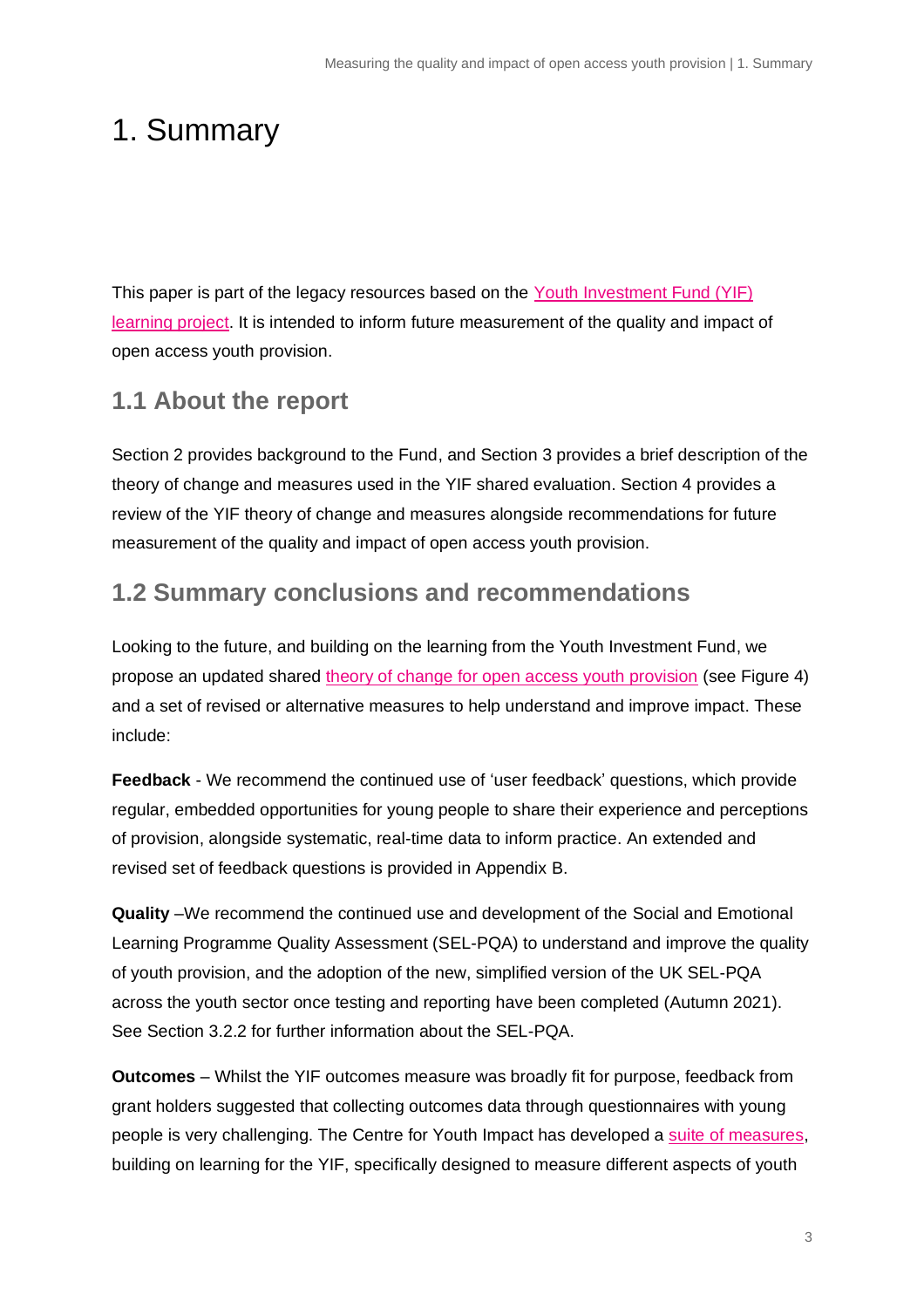# 1. Summary

This paper is part of the legacy resources based on the [Youth Investment Fund (YIF) learning project](). It is intended to inform future measurement of the quality and impact of open access youth provision.

## 1.1 About the report

Section 2 provides background to the Fund, and Section 3 provides a brief description of the theory of change and measures used in the YIF shared evaluation. Section 4 provides a review of the YIF theory of change and measures alongside recommendations for future measurement of the quality and impact of open access youth provision.

## 1.2 Summary conclusions and recommendations

Looking to the future, and building on the learning from the Youth Investment Fund, we propose an updated shared [theory of change for open access youth provision]() (see Figure 4) and a set of revised or alternative measures to help understand and improve impact. These include:

**Feedback** - We recommend the continued use of 'user feedback' questions, which provide regular, embedded opportunities for young people to share their experience and perceptions of provision, alongside systematic, real-time data to inform practice. An extended and revised set of feedback questions is provided in Appendix B.

**Quality** –We recommend the continued use and development of the Social and Emotional Learning Programme Quality Assessment (SEL-PQA) to understand and improve the quality of youth provision, and the adoption of the new, simplified version of the UK SEL-PQA across the youth sector once testing and reporting have been completed (Autumn 2021). See Section 3.2.2 for further information about the SEL-PQA.

**Outcomes** – Whilst the YIF outcomes measure was broadly fit for purpose, feedback from grant holders suggested that collecting outcomes data through questionnaires with young people is very challenging. The Centre for Youth Impact has developed a [suite of measures](), building on learning for the YIF, specifically designed to measure different aspects of youth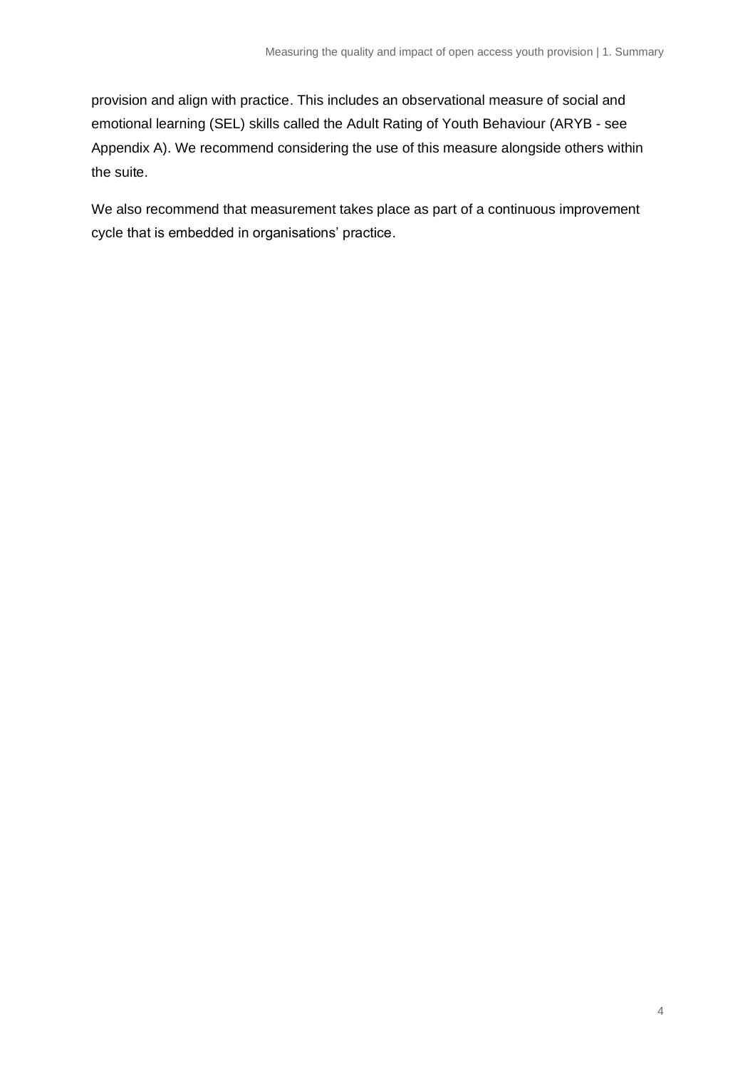provision and align with practice. This includes an observational measure of social and emotional learning (SEL) skills called the Adult Rating of Youth Behaviour (ARYB - see Appendix A). We recommend considering the use of this measure alongside others within the suite.

We also recommend that measurement takes place as part of a continuous improvement cycle that is embedded in organisations' practice.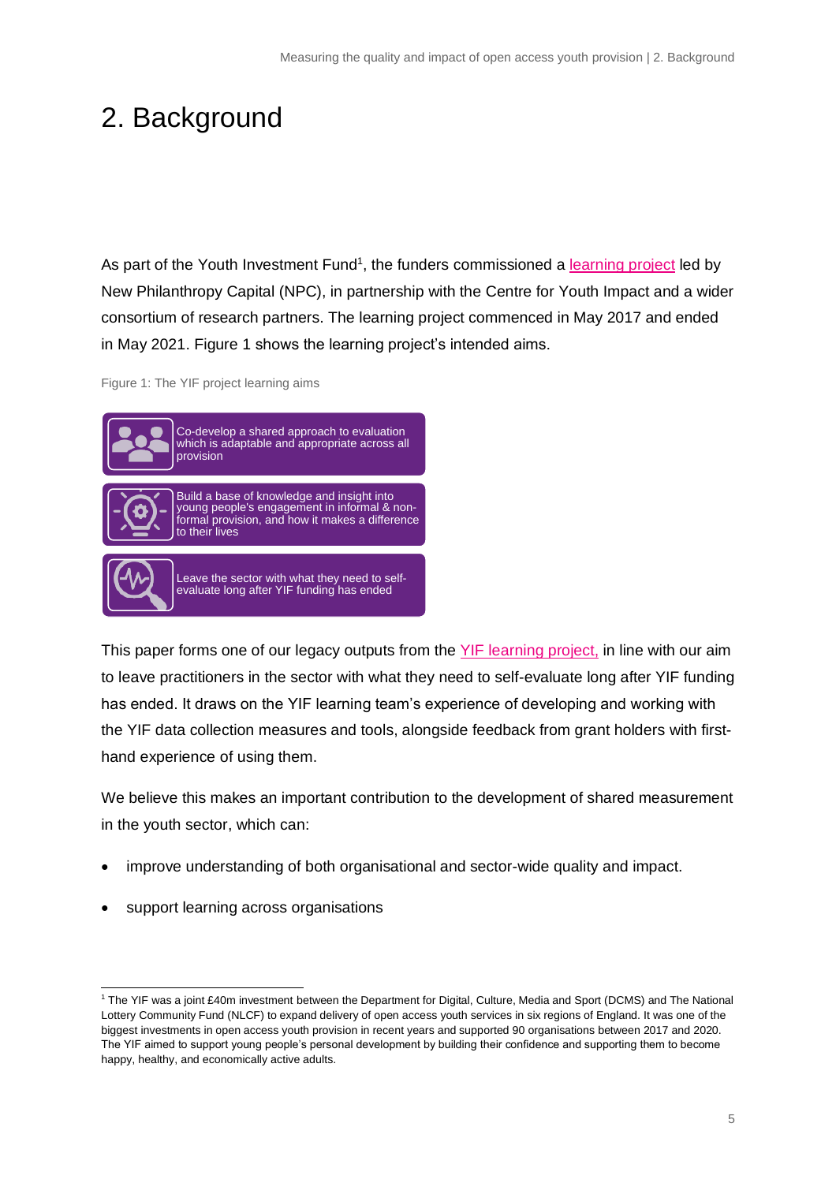# 2. Background

As part of the Youth Investment Fund[1], the funders commissioned a learning project led by New Philanthropy Capital (NPC), in partnership with the Centre for Youth Impact and a wider consortium of research partners. The learning project commenced in May 2017 and ended in May 2021. Figure 1 shows the learning project's intended aims.

Figure 1: The YIF project learning aims

- Co-develop a shared approach to evaluation which is adaptable and appropriate across all provision
- Build a base of knowledge and insight into young people's engagement in informal & non-formal provision, and how it makes a difference to their lives
- Leave the sector with what they need to self-evaluate long after YIF funding has ended

This paper forms one of our legacy outputs from the YIF learning project, in line with our aim to leave practitioners in the sector with what they need to self-evaluate long after YIF funding has ended. It draws on the YIF learning team's experience of developing and working with the YIF data collection measures and tools, alongside feedback from grant holders with first-hand experience of using them.

We believe this makes an important contribution to the development of shared measurement in the youth sector, which can:

- improve understanding of both organisational and sector-wide quality and impact.
- support learning across organisations

[1] The YIF was a joint £40m investment between the Department for Digital, Culture, Media and Sport (DCMS) and The National Lottery Community Fund (NLCF) to expand delivery of open access youth services in six regions of England. It was one of the biggest investments in open access youth provision in recent years and supported 90 organisations between 2017 and 2020. The YIF aimed to support young people's personal development by building their confidence and supporting them to become happy, healthy, and economically active adults.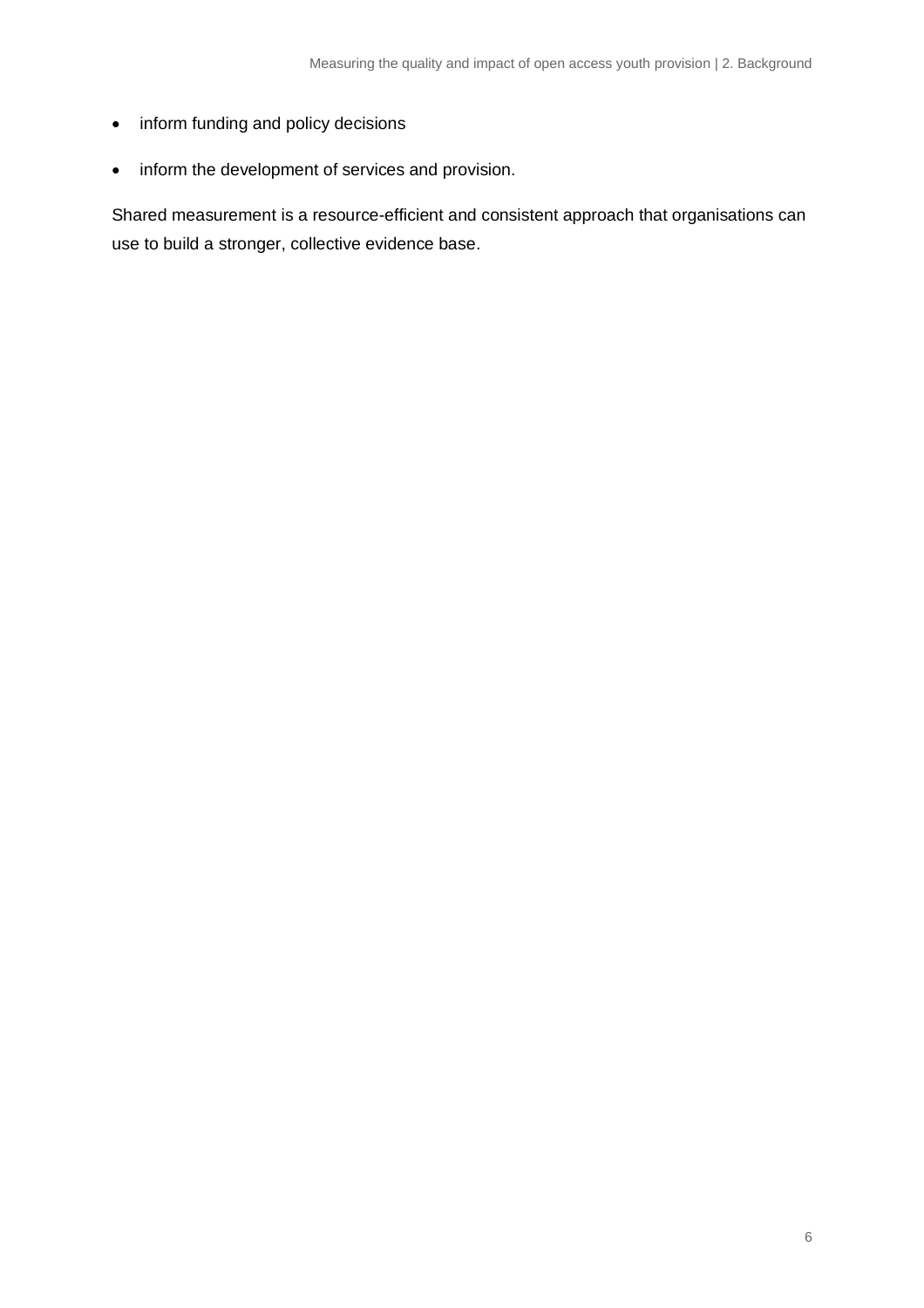- inform funding and policy decisions
- inform the development of services and provision.

Shared measurement is a resource-efficient and consistent approach that organisations can use to build a stronger, collective evidence base.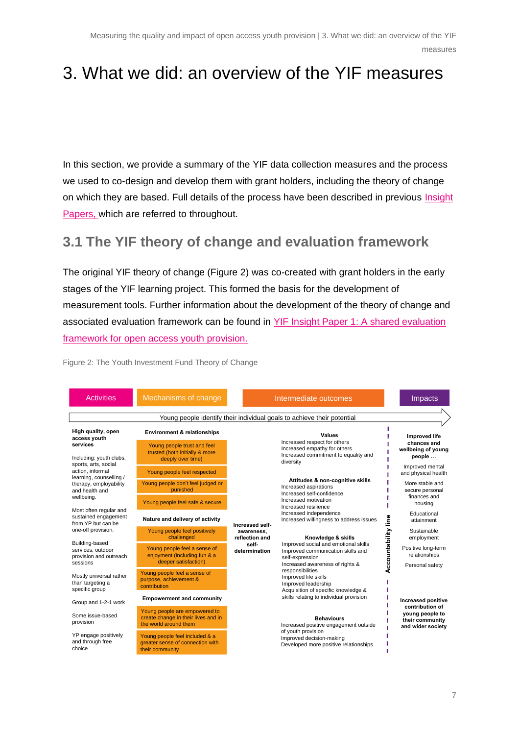# 3. What we did: an overview of the YIF measures

In this section, we provide a summary of the YIF data collection measures and the process we used to co-design and develop them with grant holders, including the theory of change on which they are based. Full details of the process have been described in previous Insight Papers, which are referred to throughout.

## 3.1 The YIF theory of change and evaluation framework

The original YIF theory of change (Figure 2) was co-created with grant holders in the early stages of the YIF learning project. This formed the basis for the development of measurement tools. Further information about the development of the theory of change and associated evaluation framework can be found in YIF Insight Paper 1: A shared evaluation framework for open access youth provision.

Figure 2: The Youth Investment Fund Theory of Change

Young people identify their individual goals to achieve their potential

**Activities**

**High quality, open access youth services**

Including: youth clubs, sports, arts, social action, informal learning, counselling / therapy, employability and health and wellbeing.

Most often regular and sustained engagement from YP but can be one-off provision.

Building-based services, outdoor provision and outreach sessions

Mostly universal rather than targeting a specific group

Group and 1-2-1 work

Some issue-based provision

YP engage positively and through free choice

**Mechanisms of change**

**Environment & relationships**
- Young people trust and feel trusted (both initially & more deeply over time)
- Young people feel respected
- Young people don't feel judged or punished
- Young people feel safe & secure

**Nature and delivery of activity**
- Young people feel positively challenged
- Young people feel a sense of enjoyment (including fun & a deeper satisfaction)
- Young people feel a sense of purpose, achievement & contribution

**Empowerment and community**
- Young people are empowered to create change in their lives and in the world around them
- Young people feel included & a greater sense of connection with their community

**Intermediate outcomes**

**Increased self-awareness, reflection and self-determination**

**Values**
- Increased respect for others
- Increased empathy for others
- Increased commitment to equality and diversity

**Attitudes & non-cognitive skills**
- Increased aspirations
- Increased self-confidence
- Increased motivation
- Increased resilience
- Increased independence
- Increased willingness to address issues

**Knowledge & skills**
- Improved social and emotional skills
- Improved communication skills and self-expression
- Increased awareness of rights & responsibilities
- Improved life skills
- Improved leadership
- Acquisition of specific knowledge & skills relating to individual provision

**Behaviours**
- Increased positive engagement outside of youth provision
- Improved decision-making
- Developed more positive relationships

**Accountability line**

**Impacts**

**Improved life chances and wellbeing of young people …**
- Improved mental and physical health
- More stable and secure personal finances and housing
- Educational attainment
- Sustainable employment
- Positive long-term relationships
- Personal safety

**Increased positive contribution of young people to their community and wider society**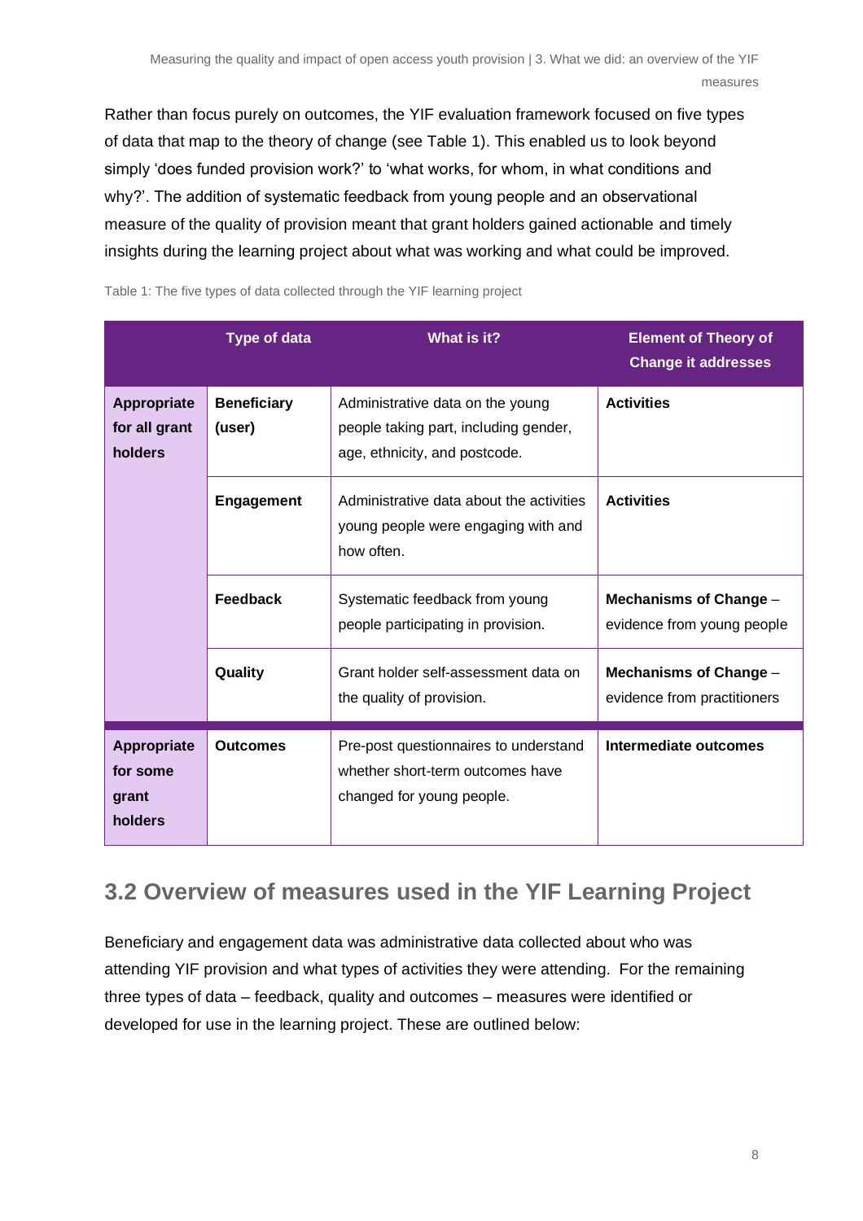Rather than focus purely on outcomes, the YIF evaluation framework focused on five types of data that map to the theory of change (see Table 1). This enabled us to look beyond simply 'does funded provision work?' to 'what works, for whom, in what conditions and why?'. The addition of systematic feedback from young people and an observational measure of the quality of provision meant that grant holders gained actionable and timely insights during the learning project about what was working and what could be improved.

Table 1: The five types of data collected through the YIF learning project

| | Type of data | What is it? | Element of Theory of Change it addresses |
|---|---|---|---|
| **Appropriate for all grant holders** | **Beneficiary (user)** | Administrative data on the young people taking part, including gender, age, ethnicity, and postcode. | **Activities** |
| | **Engagement** | Administrative data about the activities young people were engaging with and how often. | **Activities** |
| | **Feedback** | Systematic feedback from young people participating in provision. | **Mechanisms of Change** – evidence from young people |
| | **Quality** | Grant holder self-assessment data on the quality of provision. | **Mechanisms of Change** – evidence from practitioners |
| **Appropriate for some grant holders** | **Outcomes** | Pre-post questionnaires to understand whether short-term outcomes have changed for young people. | **Intermediate outcomes** |

## 3.2 Overview of measures used in the YIF Learning Project

Beneficiary and engagement data was administrative data collected about who was attending YIF provision and what types of activities they were attending. For the remaining three types of data – feedback, quality and outcomes – measures were identified or developed for use in the learning project. These are outlined below: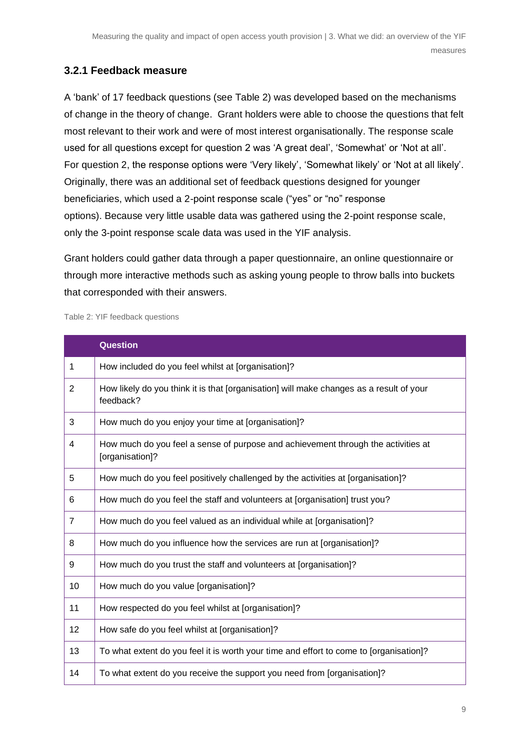### 3.2.1 Feedback measure

A 'bank' of 17 feedback questions (see Table 2) was developed based on the mechanisms of change in the theory of change. Grant holders were able to choose the questions that felt most relevant to their work and were of most interest organisationally. The response scale used for all questions except for question 2 was 'A great deal', 'Somewhat' or 'Not at all'. For question 2, the response options were 'Very likely', 'Somewhat likely' or 'Not at all likely'. Originally, there was an additional set of feedback questions designed for younger beneficiaries, which used a 2-point response scale ("yes" or "no" response options). Because very little usable data was gathered using the 2-point response scale, only the 3-point response scale data was used in the YIF analysis.

Grant holders could gather data through a paper questionnaire, an online questionnaire or through more interactive methods such as asking young people to throw balls into buckets that corresponded with their answers.

Table 2: YIF feedback questions

| | Question |
|---|---|
| 1 | How included do you feel whilst at [organisation]? |
| 2 | How likely do you think it is that [organisation] will make changes as a result of your feedback? |
| 3 | How much do you enjoy your time at [organisation]? |
| 4 | How much do you feel a sense of purpose and achievement through the activities at [organisation]? |
| 5 | How much do you feel positively challenged by the activities at [organisation]? |
| 6 | How much do you feel the staff and volunteers at [organisation] trust you? |
| 7 | How much do you feel valued as an individual while at [organisation]? |
| 8 | How much do you influence how the services are run at [organisation]? |
| 9 | How much do you trust the staff and volunteers at [organisation]? |
| 10 | How much do you value [organisation]? |
| 11 | How respected do you feel whilst at [organisation]? |
| 12 | How safe do you feel whilst at [organisation]? |
| 13 | To what extent do you feel it is worth your time and effort to come to [organisation]? |
| 14 | To what extent do you receive the support you need from [organisation]? |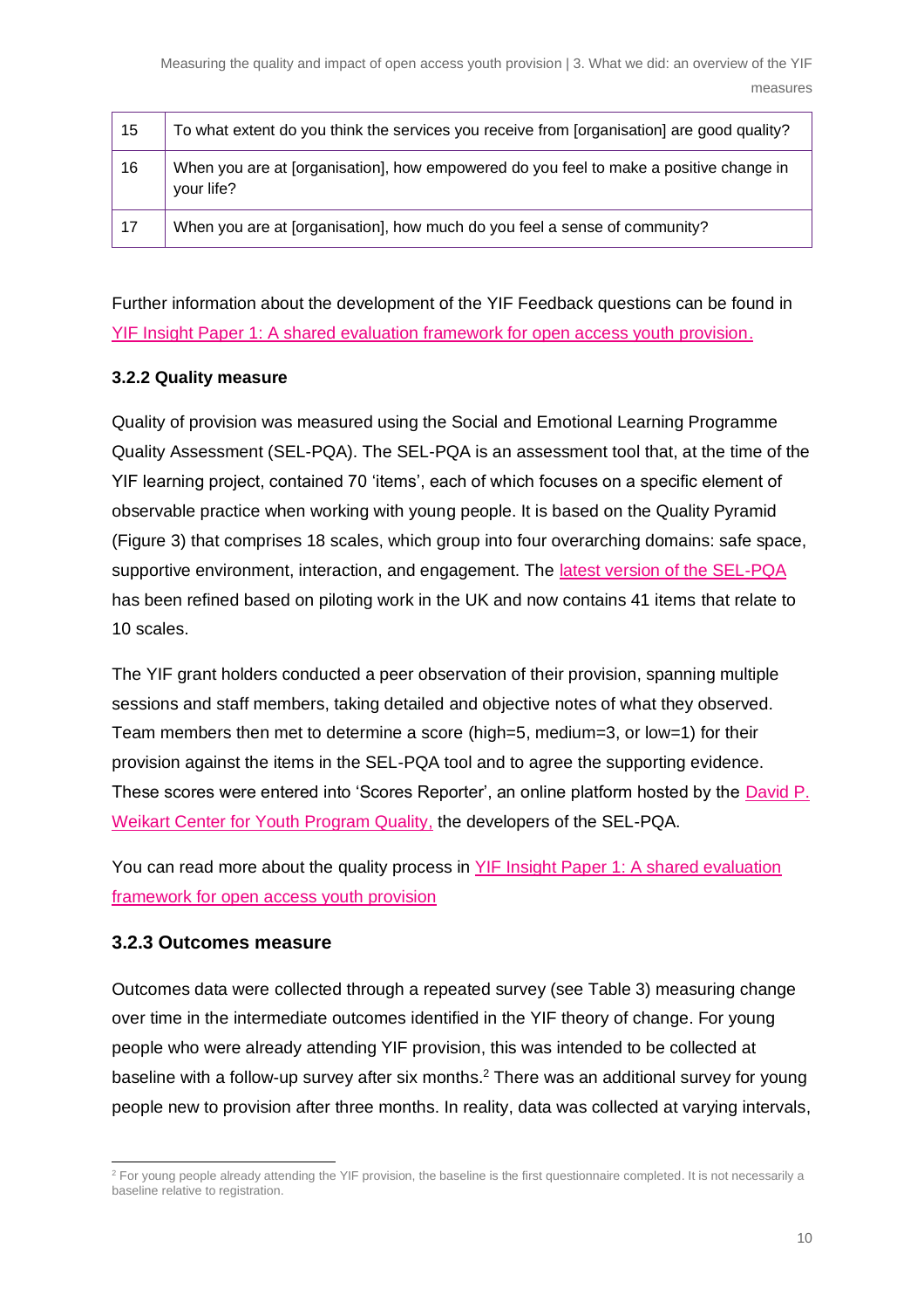| | |
|---|---|
| 15 | To what extent do you think the services you receive from [organisation] are good quality? |
| 16 | When you are at [organisation], how empowered do you feel to make a positive change in your life? |
| 17 | When you are at [organisation], how much do you feel a sense of community? |

Further information about the development of the YIF Feedback questions can be found in YIF Insight Paper 1: A shared evaluation framework for open access youth provision.

### 3.2.2 Quality measure

Quality of provision was measured using the Social and Emotional Learning Programme Quality Assessment (SEL-PQA). The SEL-PQA is an assessment tool that, at the time of the YIF learning project, contained 70 'items', each of which focuses on a specific element of observable practice when working with young people. It is based on the Quality Pyramid (Figure 3) that comprises 18 scales, which group into four overarching domains: safe space, supportive environment, interaction, and engagement. The latest version of the SEL-PQA has been refined based on piloting work in the UK and now contains 41 items that relate to 10 scales.

The YIF grant holders conducted a peer observation of their provision, spanning multiple sessions and staff members, taking detailed and objective notes of what they observed. Team members then met to determine a score (high=5, medium=3, or low=1) for their provision against the items in the SEL-PQA tool and to agree the supporting evidence. These scores were entered into 'Scores Reporter', an online platform hosted by the David P. Weikart Center for Youth Program Quality, the developers of the SEL-PQA.

You can read more about the quality process in YIF Insight Paper 1: A shared evaluation framework for open access youth provision

### 3.2.3 Outcomes measure

Outcomes data were collected through a repeated survey (see Table 3) measuring change over time in the intermediate outcomes identified in the YIF theory of change. For young people who were already attending YIF provision, this was intended to be collected at baseline with a follow-up survey after six months.[2] There was an additional survey for young people new to provision after three months. In reality, data was collected at varying intervals,

[2] For young people already attending the YIF provision, the baseline is the first questionnaire completed. It is not necessarily a baseline relative to registration.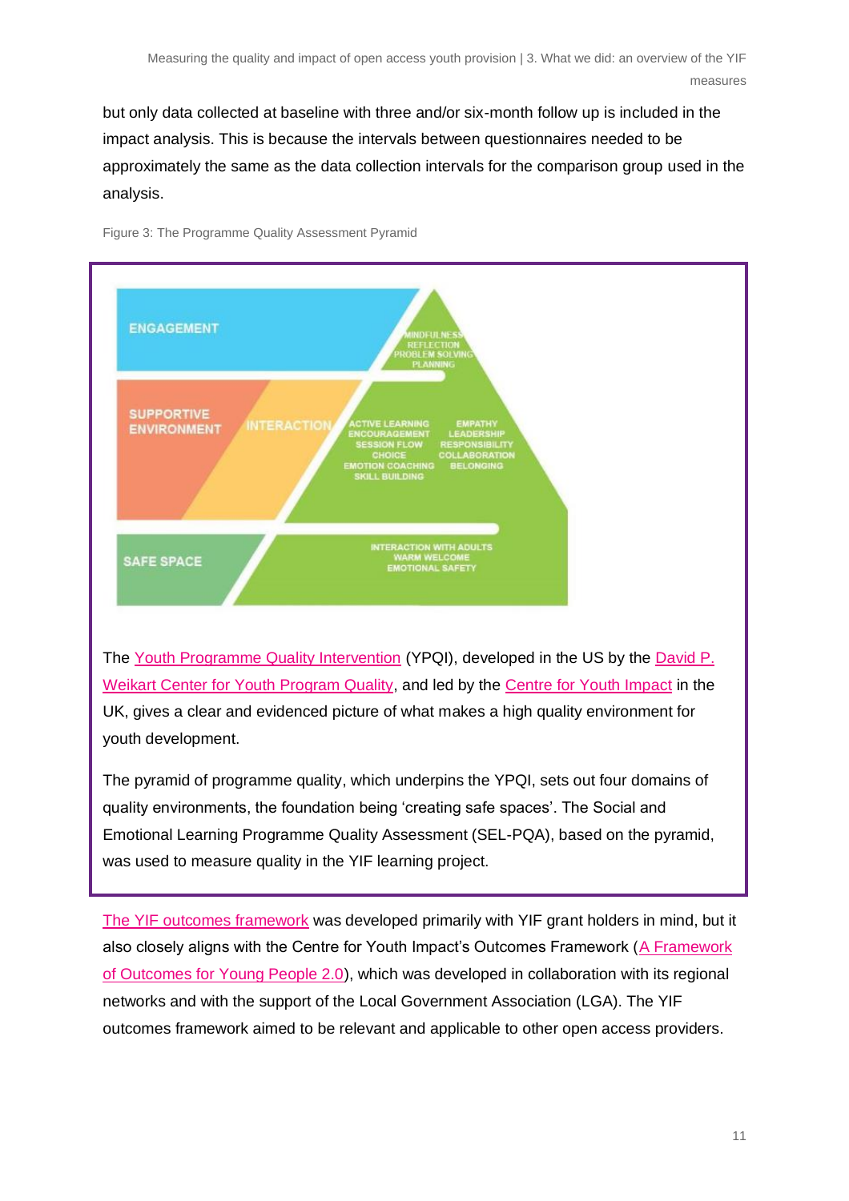but only data collected at baseline with three and/or six-month follow up is included in the impact analysis. This is because the intervals between questionnaires needed to be approximately the same as the data collection intervals for the comparison group used in the analysis.

Figure 3: The Programme Quality Assessment Pyramid

ENGAGEMENT

MINDFULNESS
REFLECTION
PROBLEM SOLVING
PLANNING

SUPPORTIVE ENVIRONMENT

INTERACTION

ACTIVE LEARNING
ENCOURAGEMENT
SESSION FLOW
CHOICE
EMOTION COACHING
SKILL BUILDING

EMPATHY
LEADERSHIP
RESPONSIBILITY
COLLABORATION
BELONGING

SAFE SPACE

INTERACTION WITH ADULTS
WARM WELCOME
EMOTIONAL SAFETY

The Youth Programme Quality Intervention (YPQI), developed in the US by the David P. Weikart Center for Youth Program Quality, and led by the Centre for Youth Impact in the UK, gives a clear and evidenced picture of what makes a high quality environment for youth development.

The pyramid of programme quality, which underpins the YPQI, sets out four domains of quality environments, the foundation being 'creating safe spaces'. The Social and Emotional Learning Programme Quality Assessment (SEL-PQA), based on the pyramid, was used to measure quality in the YIF learning project.

The YIF outcomes framework was developed primarily with YIF grant holders in mind, but it also closely aligns with the Centre for Youth Impact's Outcomes Framework (A Framework of Outcomes for Young People 2.0), which was developed in collaboration with its regional networks and with the support of the Local Government Association (LGA). The YIF outcomes framework aimed to be relevant and applicable to other open access providers.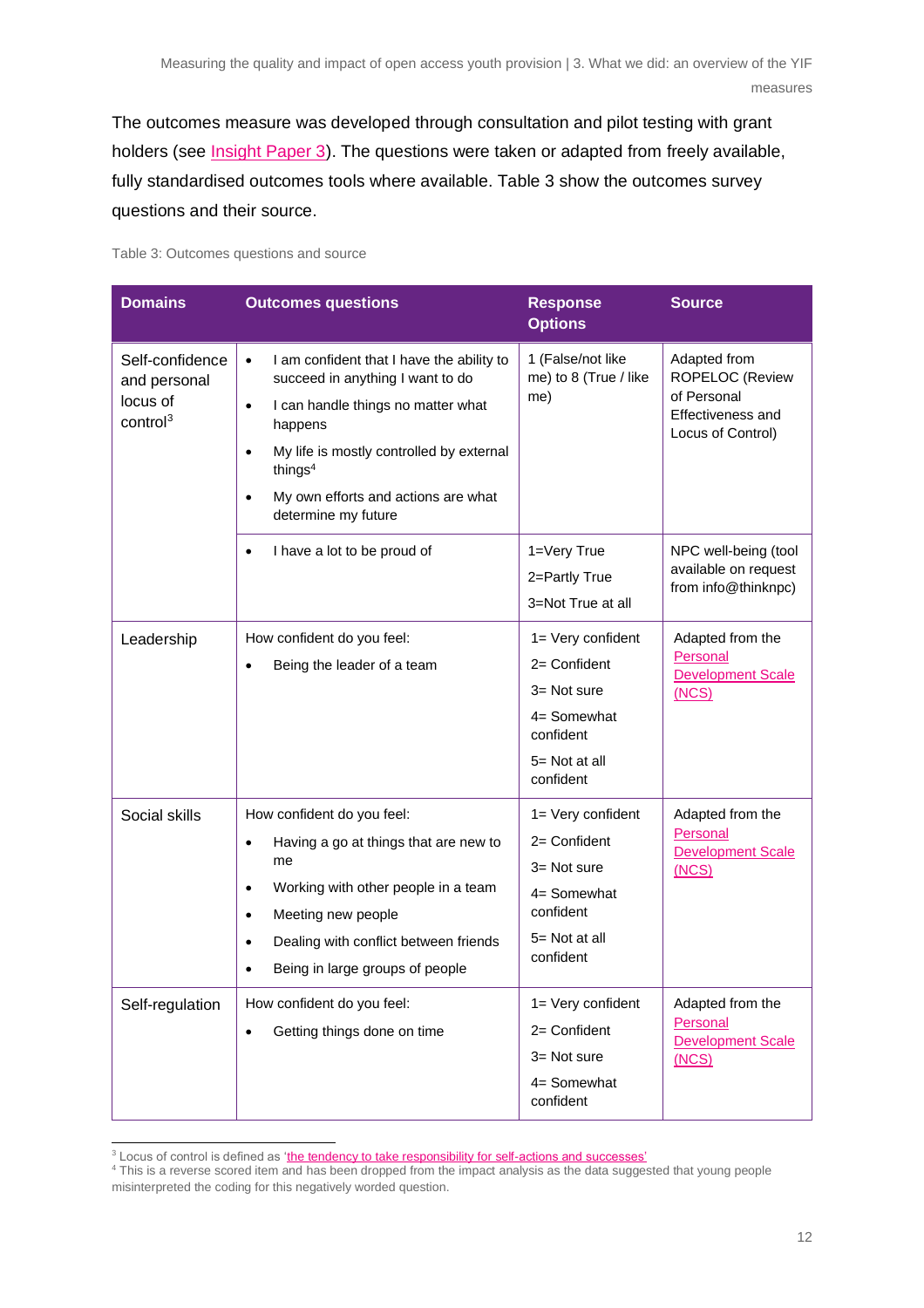The outcomes measure was developed through consultation and pilot testing with grant holders (see Insight Paper 3). The questions were taken or adapted from freely available, fully standardised outcomes tools where available. Table 3 show the outcomes survey questions and their source.

Table 3: Outcomes questions and source

| Domains | Outcomes questions | Response Options | Source |
|---|---|---|---|
| Self-confidence and personal locus of control[3] | • I am confident that I have the ability to succeed in anything I want to do<br>• I can handle things no matter what happens<br>• My life is mostly controlled by external things[4]<br>• My own efforts and actions are what determine my future | 1 (False/not like me) to 8 (True / like me) | Adapted from ROPELOC (Review of Personal Effectiveness and Locus of Control) |
| | • I have a lot to be proud of | 1=Very True<br>2=Partly True<br>3=Not True at all | NPC well-being (tool available on request from info@thinknpc) |
| Leadership | How confident do you feel:<br>• Being the leader of a team | 1= Very confident<br>2= Confident<br>3= Not sure<br>4= Somewhat confident<br>5= Not at all confident | Adapted from the Personal Development Scale (NCS) |
| Social skills | How confident do you feel:<br>• Having a go at things that are new to me<br>• Working with other people in a team<br>• Meeting new people<br>• Dealing with conflict between friends<br>• Being in large groups of people | 1= Very confident<br>2= Confident<br>3= Not sure<br>4= Somewhat confident<br>5= Not at all confident | Adapted from the Personal Development Scale (NCS) |
| Self-regulation | How confident do you feel:<br>• Getting things done on time | 1= Very confident<br>2= Confident<br>3= Not sure<br>4= Somewhat confident | Adapted from the Personal Development Scale (NCS) |

[3] Locus of control is defined as 'the tendency to take responsibility for self-actions and successes'

[4] This is a reverse scored item and has been dropped from the impact analysis as the data suggested that young people misinterpreted the coding for this negatively worded question.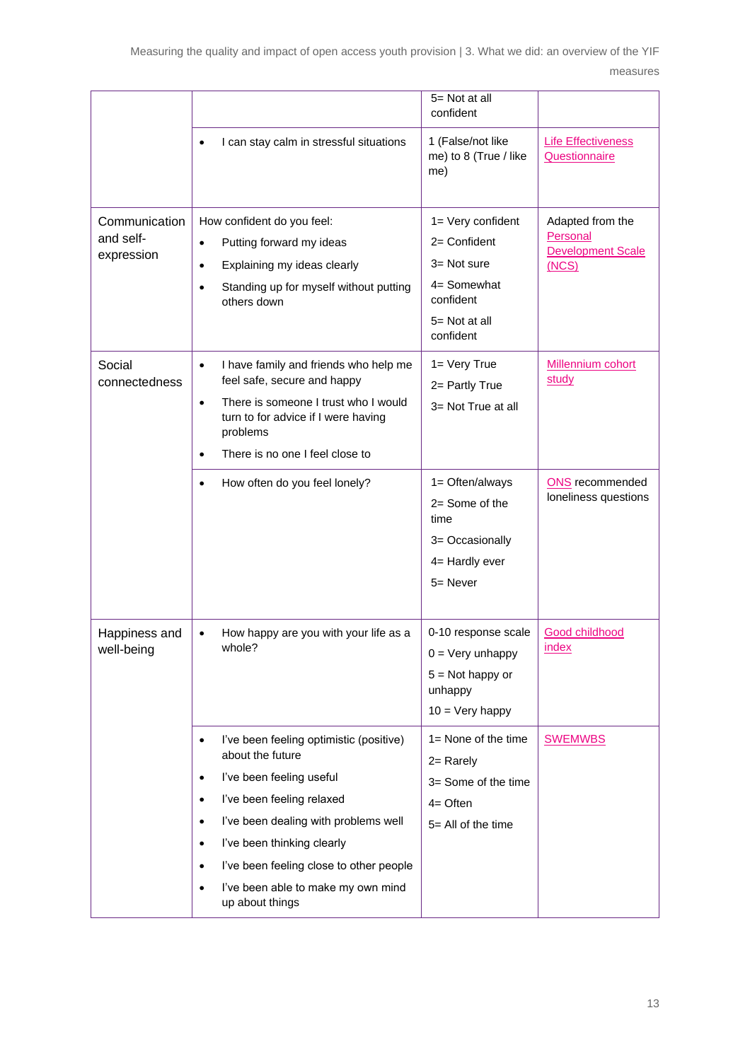| | | | |
|---|---|---|---|
| | | 5= Not at all confident | |
| | • I can stay calm in stressful situations | 1 (False/not like me) to 8 (True / like me) | Life Effectiveness Questionnaire |
| Communication and self-expression | How confident do you feel:<br>• Putting forward my ideas<br>• Explaining my ideas clearly<br>• Standing up for myself without putting others down | 1= Very confident<br>2= Confident<br>3= Not sure<br>4= Somewhat confident<br>5= Not at all confident | Adapted from the Personal Development Scale (NCS) |
| Social connectedness | • I have family and friends who help me feel safe, secure and happy<br>• There is someone I trust who I would turn to for advice if I were having problems<br>• There is no one I feel close to | 1= Very True<br>2= Partly True<br>3= Not True at all | Millennium cohort study |
| | • How often do you feel lonely? | 1= Often/always<br>2= Some of the time<br>3= Occasionally<br>4= Hardly ever<br>5= Never | ONS recommended loneliness questions |
| Happiness and well-being | • How happy are you with your life as a whole? | 0-10 response scale<br>0 = Very unhappy<br>5 = Not happy or unhappy<br>10 = Very happy | Good childhood index |
| | • I've been feeling optimistic (positive) about the future<br>• I've been feeling useful<br>• I've been feeling relaxed<br>• I've been dealing with problems well<br>• I've been thinking clearly<br>• I've been feeling close to other people<br>• I've been able to make my own mind up about things | 1= None of the time<br>2= Rarely<br>3= Some of the time<br>4= Often<br>5= All of the time | SWEMWBS |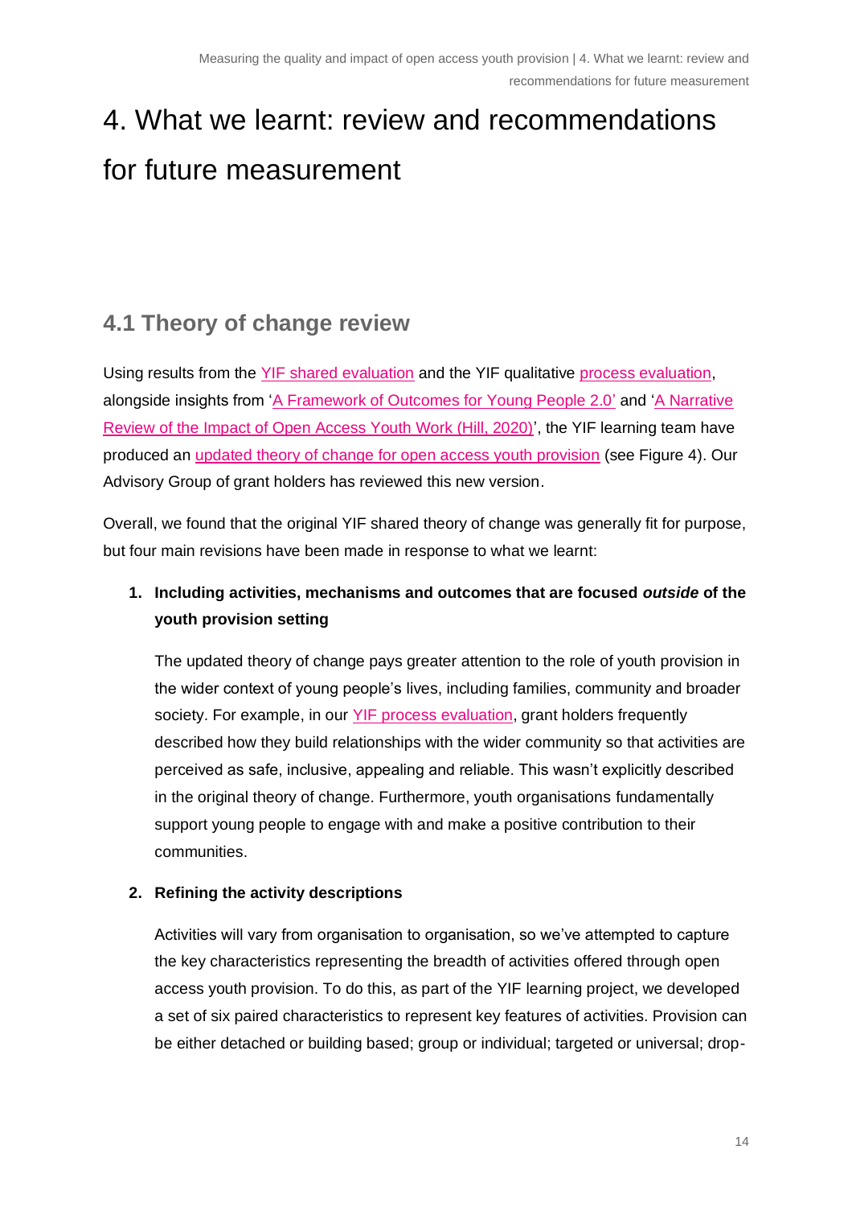# 4. What we learnt: review and recommendations for future measurement

## 4.1 Theory of change review

Using results from the YIF shared evaluation and the YIF qualitative process evaluation, alongside insights from 'A Framework of Outcomes for Young People 2.0' and 'A Narrative Review of the Impact of Open Access Youth Work (Hill, 2020)', the YIF learning team have produced an updated theory of change for open access youth provision (see Figure 4). Our Advisory Group of grant holders has reviewed this new version.

Overall, we found that the original YIF shared theory of change was generally fit for purpose, but four main revisions have been made in response to what we learnt:

1. **Including activities, mechanisms and outcomes that are focused *outside* of the youth provision setting**

   The updated theory of change pays greater attention to the role of youth provision in the wider context of young people's lives, including families, community and broader society. For example, in our YIF process evaluation, grant holders frequently described how they build relationships with the wider community so that activities are perceived as safe, inclusive, appealing and reliable. This wasn't explicitly described in the original theory of change. Furthermore, youth organisations fundamentally support young people to engage with and make a positive contribution to their communities.

2. **Refining the activity descriptions**

   Activities will vary from organisation to organisation, so we've attempted to capture the key characteristics representing the breadth of activities offered through open access youth provision. To do this, as part of the YIF learning project, we developed a set of six paired characteristics to represent key features of activities. Provision can be either detached or building based; group or individual; targeted or universal; drop-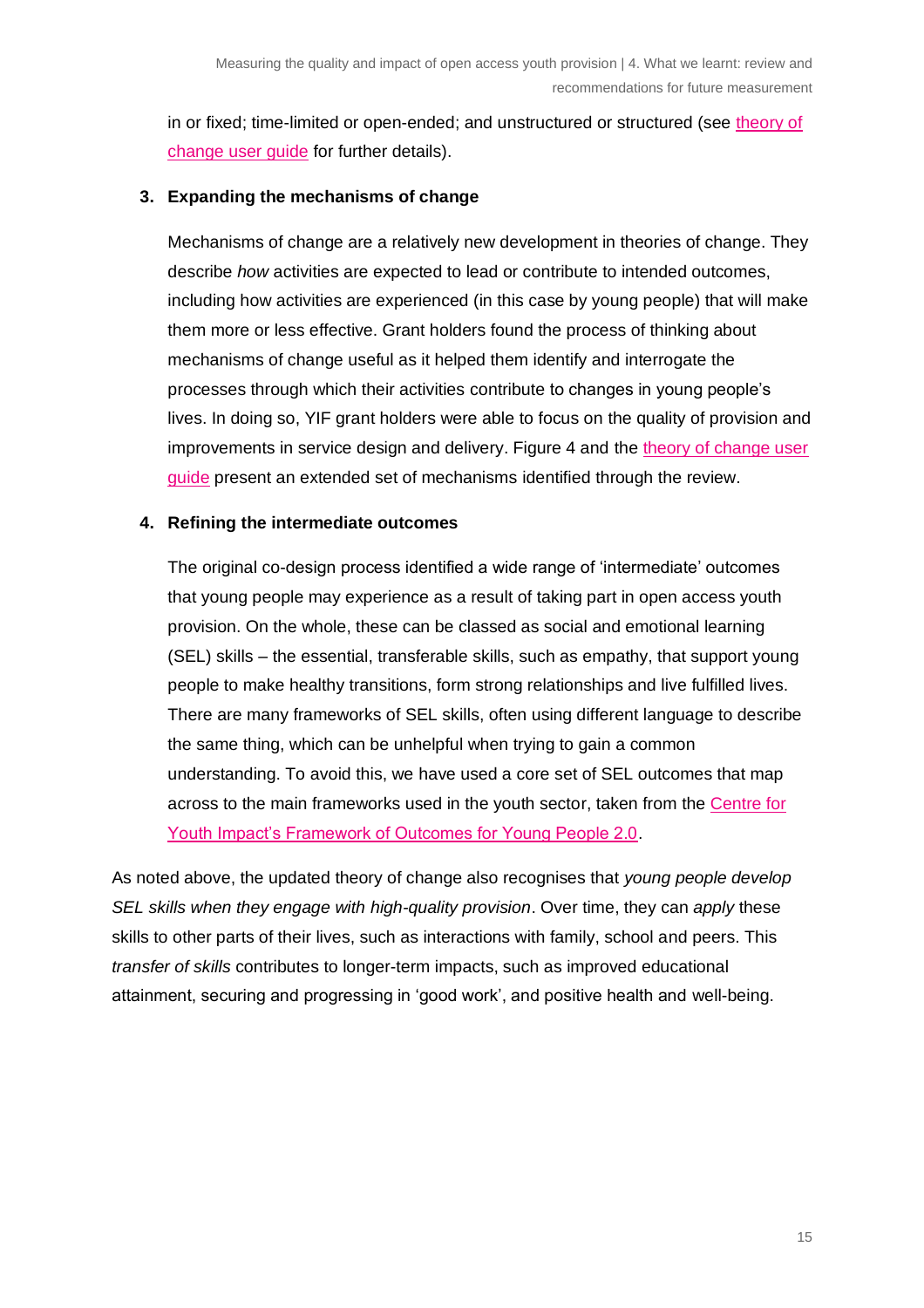in or fixed; time-limited or open-ended; and unstructured or structured (see theory of change user guide for further details).

3. **Expanding the mechanisms of change**

   Mechanisms of change are a relatively new development in theories of change. They describe *how* activities are expected to lead or contribute to intended outcomes, including how activities are experienced (in this case by young people) that will make them more or less effective. Grant holders found the process of thinking about mechanisms of change useful as it helped them identify and interrogate the processes through which their activities contribute to changes in young people's lives. In doing so, YIF grant holders were able to focus on the quality of provision and improvements in service design and delivery. Figure 4 and the theory of change user guide present an extended set of mechanisms identified through the review.

4. **Refining the intermediate outcomes**

   The original co-design process identified a wide range of 'intermediate' outcomes that young people may experience as a result of taking part in open access youth provision. On the whole, these can be classed as social and emotional learning (SEL) skills – the essential, transferable skills, such as empathy, that support young people to make healthy transitions, form strong relationships and live fulfilled lives. There are many frameworks of SEL skills, often using different language to describe the same thing, which can be unhelpful when trying to gain a common understanding. To avoid this, we have used a core set of SEL outcomes that map across to the main frameworks used in the youth sector, taken from the Centre for Youth Impact's Framework of Outcomes for Young People 2.0.

As noted above, the updated theory of change also recognises that *young people develop SEL skills when they engage with high-quality provision*. Over time, they can *apply* these skills to other parts of their lives, such as interactions with family, school and peers. This *transfer of skills* contributes to longer-term impacts, such as improved educational attainment, securing and progressing in 'good work', and positive health and well-being.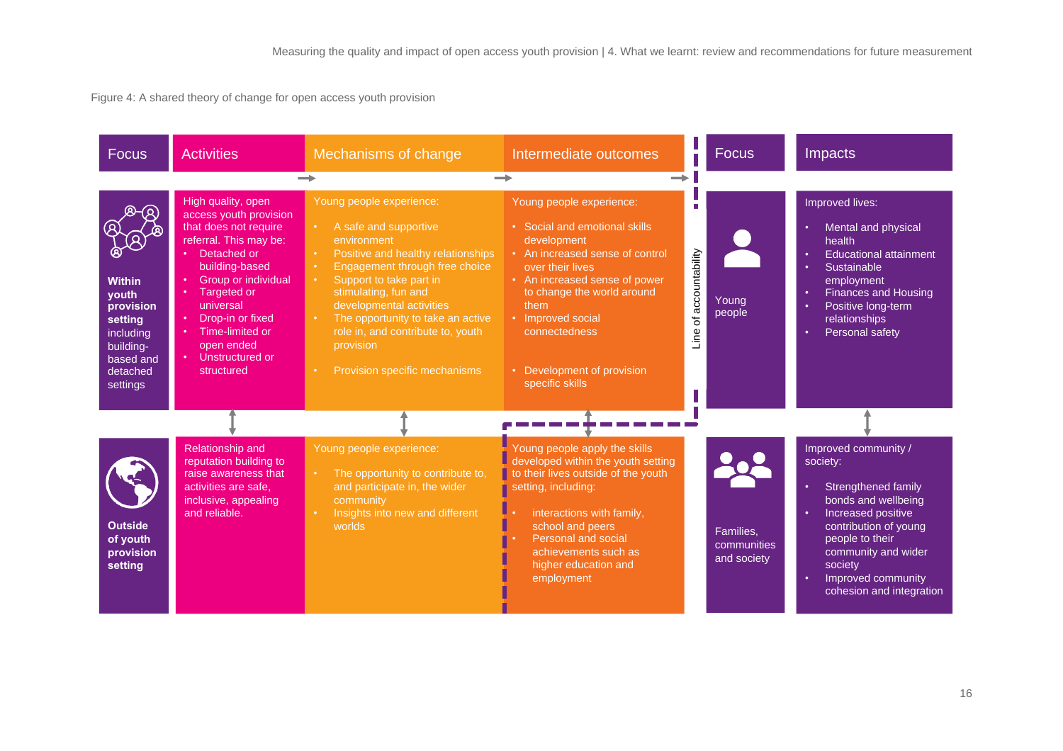Figure 4: A shared theory of change for open access youth provision

| Focus | Activities | Mechanisms of change | Intermediate outcomes | Focus | Impacts |
|---|---|---|---|---|---|
| **Within youth provision setting** including building-based and detached settings | High quality, open access youth provision that does not require referral. This may be:<br>• Detached or building-based<br>• Group or individual<br>• Targeted or universal<br>• Drop-in or fixed<br>• Time-limited or open ended<br>• Unstructured or structured | Young people experience:<br>• A safe and supportive environment<br>• Positive and healthy relationships<br>• Engagement through free choice<br>• Support to take part in stimulating, fun and developmental activities<br>• The opportunity to take an active role in, and contribute to, youth provision<br>• Provision specific mechanisms | Young people experience:<br>• Social and emotional skills development<br>• An increased sense of control over their lives<br>• An increased sense of power to change the world around them<br>• Improved social connectedness<br>• Development of provision specific skills | Young people | Improved lives:<br>• Mental and physical health<br>• Educational attainment<br>• Sustainable employment<br>• Finances and Housing<br>• Positive long-term relationships<br>• Personal safety |
| **Outside of youth provision setting** | Relationship and reputation building to raise awareness that activities are safe, inclusive, appealing and reliable. | Young people experience:<br>• The opportunity to contribute to, and participate in, the wider community<br>• Insights into new and different worlds | Young people apply the skills developed within the youth setting to their lives outside of the youth setting, including:<br>• interactions with family, school and peers<br>• Personal and social achievements such as higher education and employment | Families, communities and society | Improved community / society:<br>• Strengthened family bonds and wellbeing<br>• Increased positive contribution of young people to their community and wider society<br>• Improved community cohesion and integration |

Line of accountability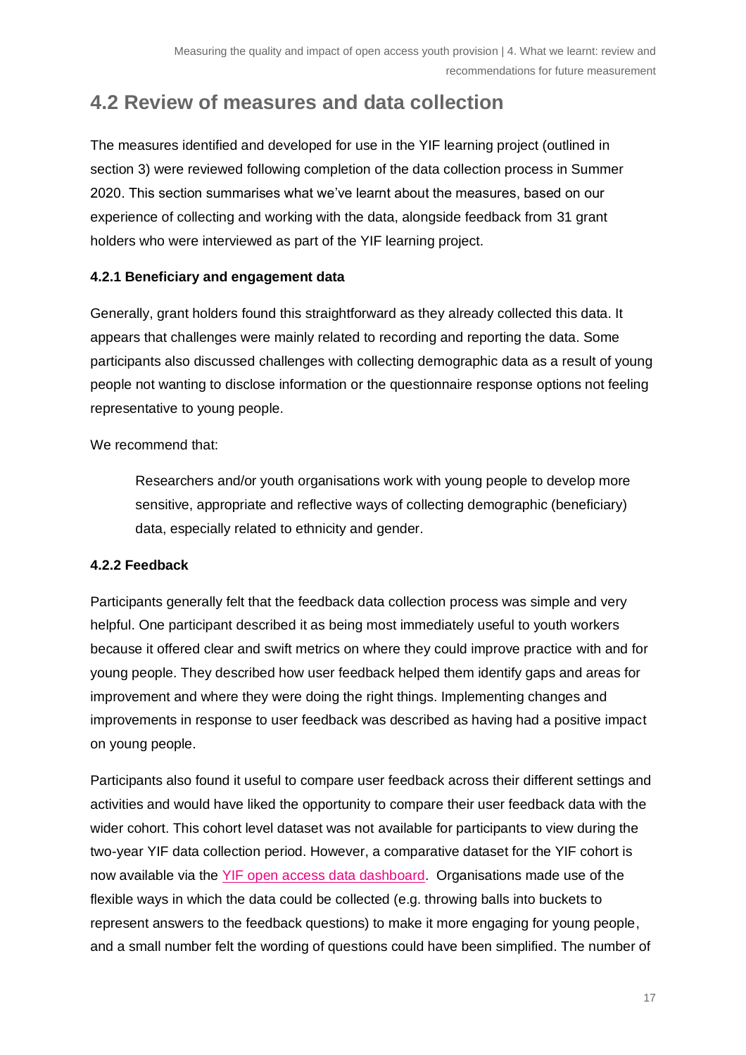## 4.2 Review of measures and data collection

The measures identified and developed for use in the YIF learning project (outlined in section 3) were reviewed following completion of the data collection process in Summer 2020. This section summarises what we've learnt about the measures, based on our experience of collecting and working with the data, alongside feedback from 31 grant holders who were interviewed as part of the YIF learning project.

### 4.2.1 Beneficiary and engagement data

Generally, grant holders found this straightforward as they already collected this data. It appears that challenges were mainly related to recording and reporting the data. Some participants also discussed challenges with collecting demographic data as a result of young people not wanting to disclose information or the questionnaire response options not feeling representative to young people.

We recommend that:

> Researchers and/or youth organisations work with young people to develop more sensitive, appropriate and reflective ways of collecting demographic (beneficiary) data, especially related to ethnicity and gender.

### 4.2.2 Feedback

Participants generally felt that the feedback data collection process was simple and very helpful. One participant described it as being most immediately useful to youth workers because it offered clear and swift metrics on where they could improve practice with and for young people. They described how user feedback helped them identify gaps and areas for improvement and where they were doing the right things. Implementing changes and improvements in response to user feedback was described as having had a positive impact on young people.

Participants also found it useful to compare user feedback across their different settings and activities and would have liked the opportunity to compare their user feedback data with the wider cohort. This cohort level dataset was not available for participants to view during the two-year YIF data collection period. However, a comparative dataset for the YIF cohort is now available via the YIF open access data dashboard. Organisations made use of the flexible ways in which the data could be collected (e.g. throwing balls into buckets to represent answers to the feedback questions) to make it more engaging for young people, and a small number felt the wording of questions could have been simplified. The number of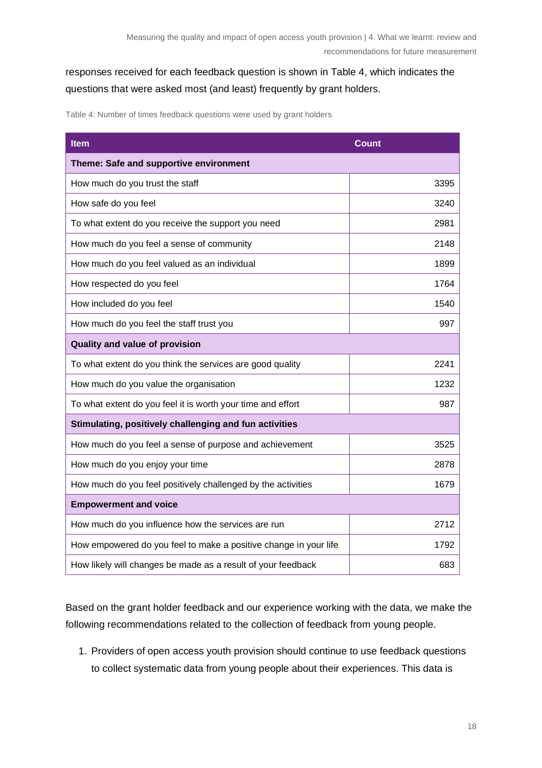responses received for each feedback question is shown in Table 4, which indicates the questions that were asked most (and least) frequently by grant holders.

Table 4: Number of times feedback questions were used by grant holders

| Item | Count |
|---|---|
| **Theme: Safe and supportive environment** | |
| How much do you trust the staff | 3395 |
| How safe do you feel | 3240 |
| To what extent do you receive the support you need | 2981 |
| How much do you feel a sense of community | 2148 |
| How much do you feel valued as an individual | 1899 |
| How respected do you feel | 1764 |
| How included do you feel | 1540 |
| How much do you feel the staff trust you | 997 |
| **Quality and value of provision** | |
| To what extent do you think the services are good quality | 2241 |
| How much do you value the organisation | 1232 |
| To what extent do you feel it is worth your time and effort | 987 |
| **Stimulating, positively challenging and fun activities** | |
| How much do you feel a sense of purpose and achievement | 3525 |
| How much do you enjoy your time | 2878 |
| How much do you feel positively challenged by the activities | 1679 |
| **Empowerment and voice** | |
| How much do you influence how the services are run | 2712 |
| How empowered do you feel to make a positive change in your life | 1792 |
| How likely will changes be made as a result of your feedback | 683 |

Based on the grant holder feedback and our experience working with the data, we make the following recommendations related to the collection of feedback from young people.

1. Providers of open access youth provision should continue to use feedback questions to collect systematic data from young people about their experiences. This data is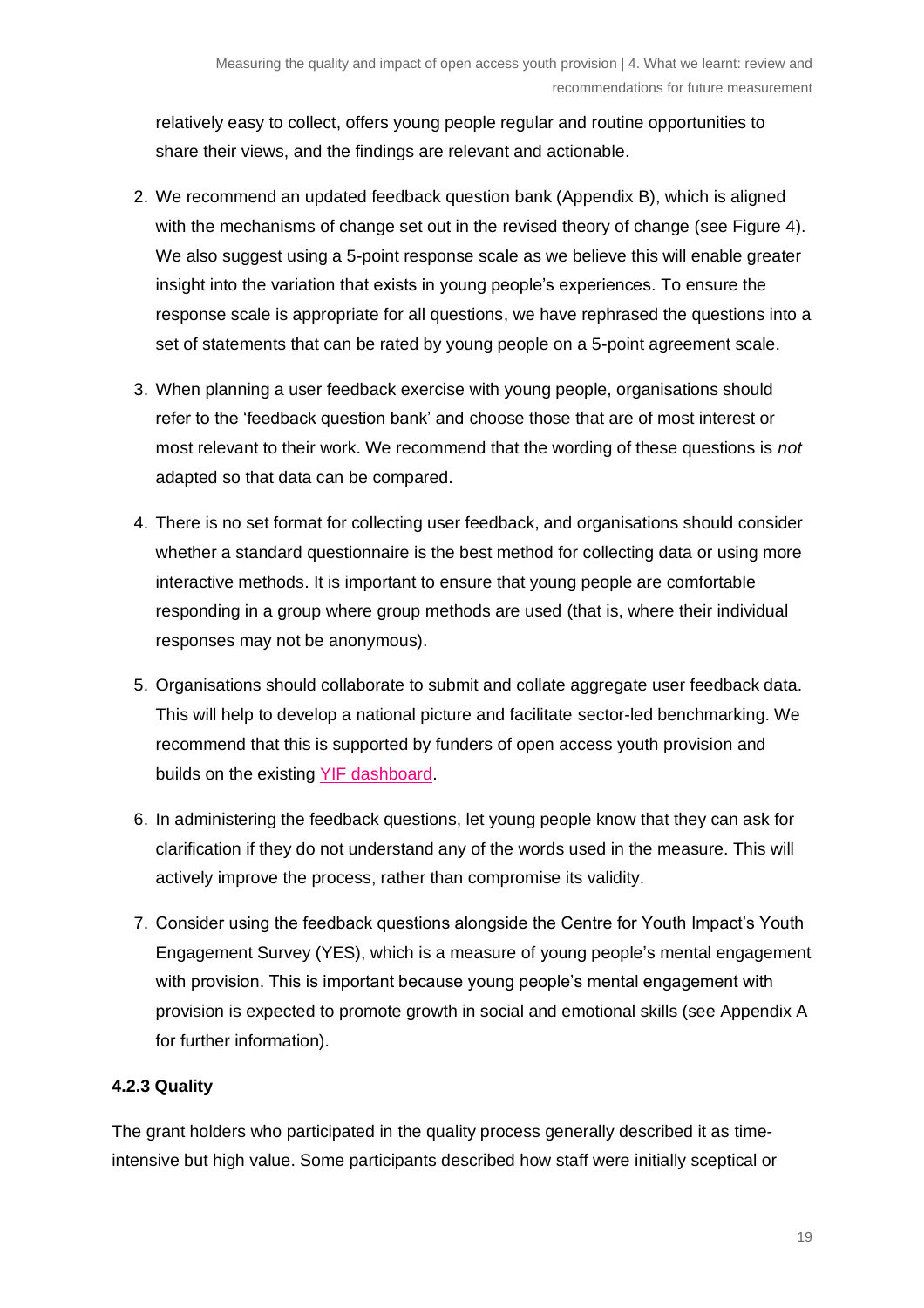relatively easy to collect, offers young people regular and routine opportunities to share their views, and the findings are relevant and actionable.

2. We recommend an updated feedback question bank (Appendix B), which is aligned with the mechanisms of change set out in the revised theory of change (see Figure 4). We also suggest using a 5-point response scale as we believe this will enable greater insight into the variation that exists in young people's experiences. To ensure the response scale is appropriate for all questions, we have rephrased the questions into a set of statements that can be rated by young people on a 5-point agreement scale.
3. When planning a user feedback exercise with young people, organisations should refer to the 'feedback question bank' and choose those that are of most interest or most relevant to their work. We recommend that the wording of these questions is *not* adapted so that data can be compared.
4. There is no set format for collecting user feedback, and organisations should consider whether a standard questionnaire is the best method for collecting data or using more interactive methods. It is important to ensure that young people are comfortable responding in a group where group methods are used (that is, where their individual responses may not be anonymous).
5. Organisations should collaborate to submit and collate aggregate user feedback data. This will help to develop a national picture and facilitate sector-led benchmarking. We recommend that this is supported by funders of open access youth provision and builds on the existing YIF dashboard.
6. In administering the feedback questions, let young people know that they can ask for clarification if they do not understand any of the words used in the measure. This will actively improve the process, rather than compromise its validity.
7. Consider using the feedback questions alongside the Centre for Youth Impact's Youth Engagement Survey (YES), which is a measure of young people's mental engagement with provision. This is important because young people's mental engagement with provision is expected to promote growth in social and emotional skills (see Appendix A for further information).

### 4.2.3 Quality

The grant holders who participated in the quality process generally described it as time-intensive but high value. Some participants described how staff were initially sceptical or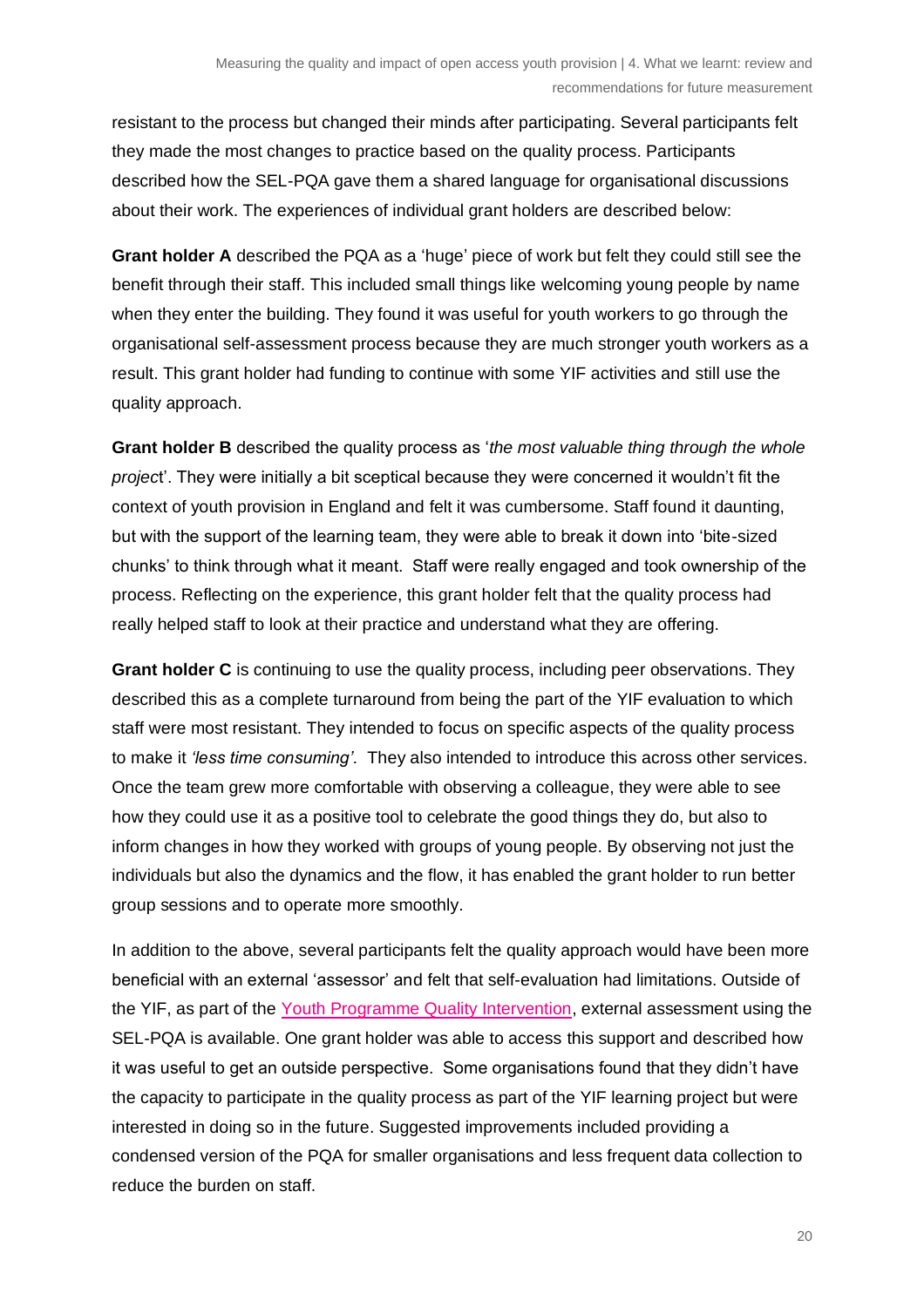resistant to the process but changed their minds after participating. Several participants felt they made the most changes to practice based on the quality process. Participants described how the SEL-PQA gave them a shared language for organisational discussions about their work. The experiences of individual grant holders are described below:

**Grant holder A** described the PQA as a 'huge' piece of work but felt they could still see the benefit through their staff. This included small things like welcoming young people by name when they enter the building. They found it was useful for youth workers to go through the organisational self-assessment process because they are much stronger youth workers as a result. This grant holder had funding to continue with some YIF activities and still use the quality approach.

**Grant holder B** described the quality process as '*the most valuable thing through the whole project*'. They were initially a bit sceptical because they were concerned it wouldn't fit the context of youth provision in England and felt it was cumbersome. Staff found it daunting, but with the support of the learning team, they were able to break it down into 'bite-sized chunks' to think through what it meant. Staff were really engaged and took ownership of the process. Reflecting on the experience, this grant holder felt that the quality process had really helped staff to look at their practice and understand what they are offering.

**Grant holder C** is continuing to use the quality process, including peer observations. They described this as a complete turnaround from being the part of the YIF evaluation to which staff were most resistant. They intended to focus on specific aspects of the quality process to make it *'less time consuming'.* They also intended to introduce this across other services. Once the team grew more comfortable with observing a colleague, they were able to see how they could use it as a positive tool to celebrate the good things they do, but also to inform changes in how they worked with groups of young people. By observing not just the individuals but also the dynamics and the flow, it has enabled the grant holder to run better group sessions and to operate more smoothly.

In addition to the above, several participants felt the quality approach would have been more beneficial with an external 'assessor' and felt that self-evaluation had limitations. Outside of the YIF, as part of the Youth Programme Quality Intervention, external assessment using the SEL-PQA is available. One grant holder was able to access this support and described how it was useful to get an outside perspective. Some organisations found that they didn't have the capacity to participate in the quality process as part of the YIF learning project but were interested in doing so in the future. Suggested improvements included providing a condensed version of the PQA for smaller organisations and less frequent data collection to reduce the burden on staff.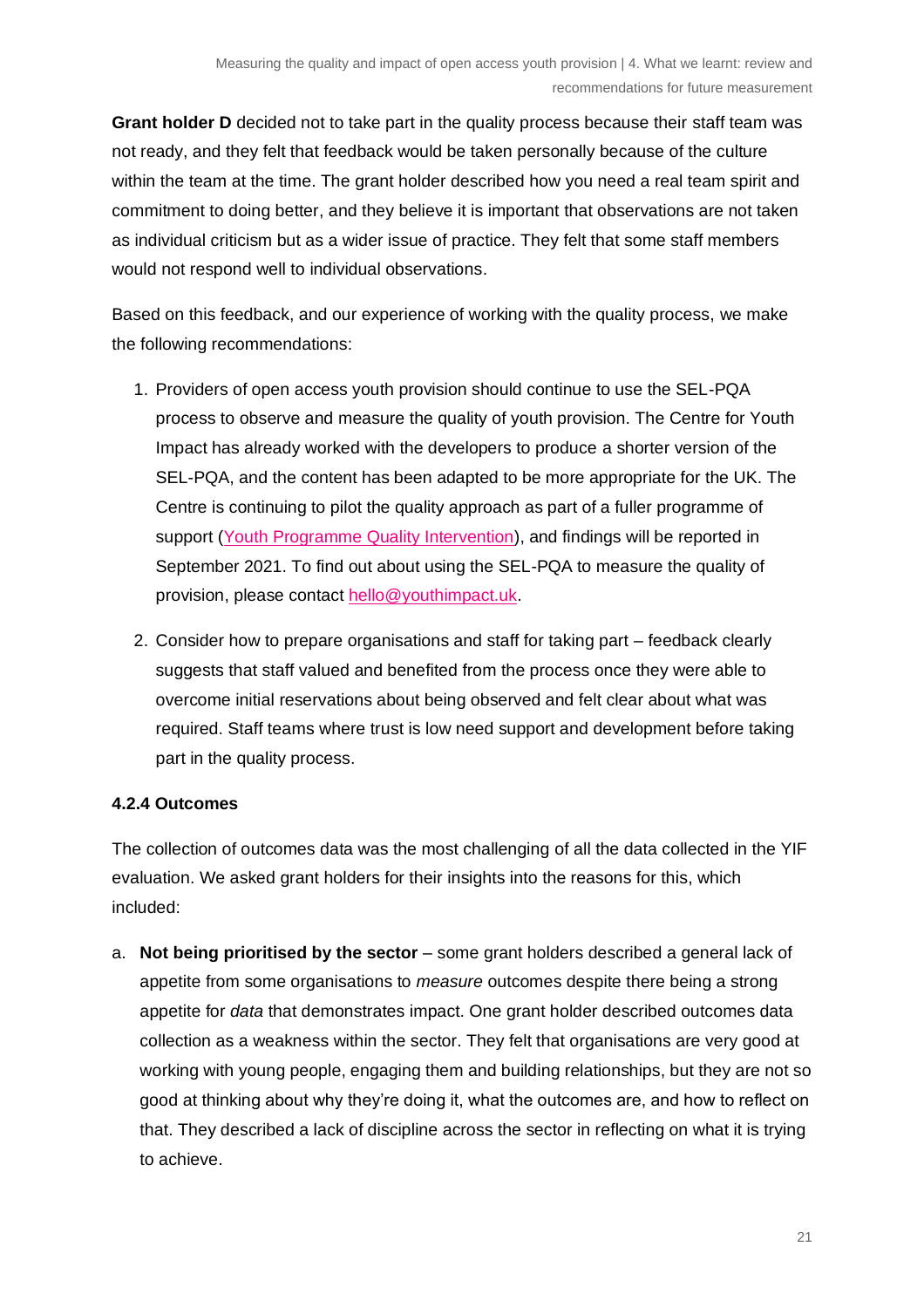**Grant holder D** decided not to take part in the quality process because their staff team was not ready, and they felt that feedback would be taken personally because of the culture within the team at the time. The grant holder described how you need a real team spirit and commitment to doing better, and they believe it is important that observations are not taken as individual criticism but as a wider issue of practice. They felt that some staff members would not respond well to individual observations.

Based on this feedback, and our experience of working with the quality process, we make the following recommendations:

1. Providers of open access youth provision should continue to use the SEL-PQA process to observe and measure the quality of youth provision. The Centre for Youth Impact has already worked with the developers to produce a shorter version of the SEL-PQA, and the content has been adapted to be more appropriate for the UK. The Centre is continuing to pilot the quality approach as part of a fuller programme of support (Youth Programme Quality Intervention), and findings will be reported in September 2021. To find out about using the SEL-PQA to measure the quality of provision, please contact hello@youthimpact.uk.
2. Consider how to prepare organisations and staff for taking part – feedback clearly suggests that staff valued and benefited from the process once they were able to overcome initial reservations about being observed and felt clear about what was required. Staff teams where trust is low need support and development before taking part in the quality process.

#### 4.2.4 Outcomes

The collection of outcomes data was the most challenging of all the data collected in the YIF evaluation. We asked grant holders for their insights into the reasons for this, which included:

a. **Not being prioritised by the sector** – some grant holders described a general lack of appetite from some organisations to *measure* outcomes despite there being a strong appetite for *data* that demonstrates impact. One grant holder described outcomes data collection as a weakness within the sector. They felt that organisations are very good at working with young people, engaging them and building relationships, but they are not so good at thinking about why they're doing it, what the outcomes are, and how to reflect on that. They described a lack of discipline across the sector in reflecting on what it is trying to achieve.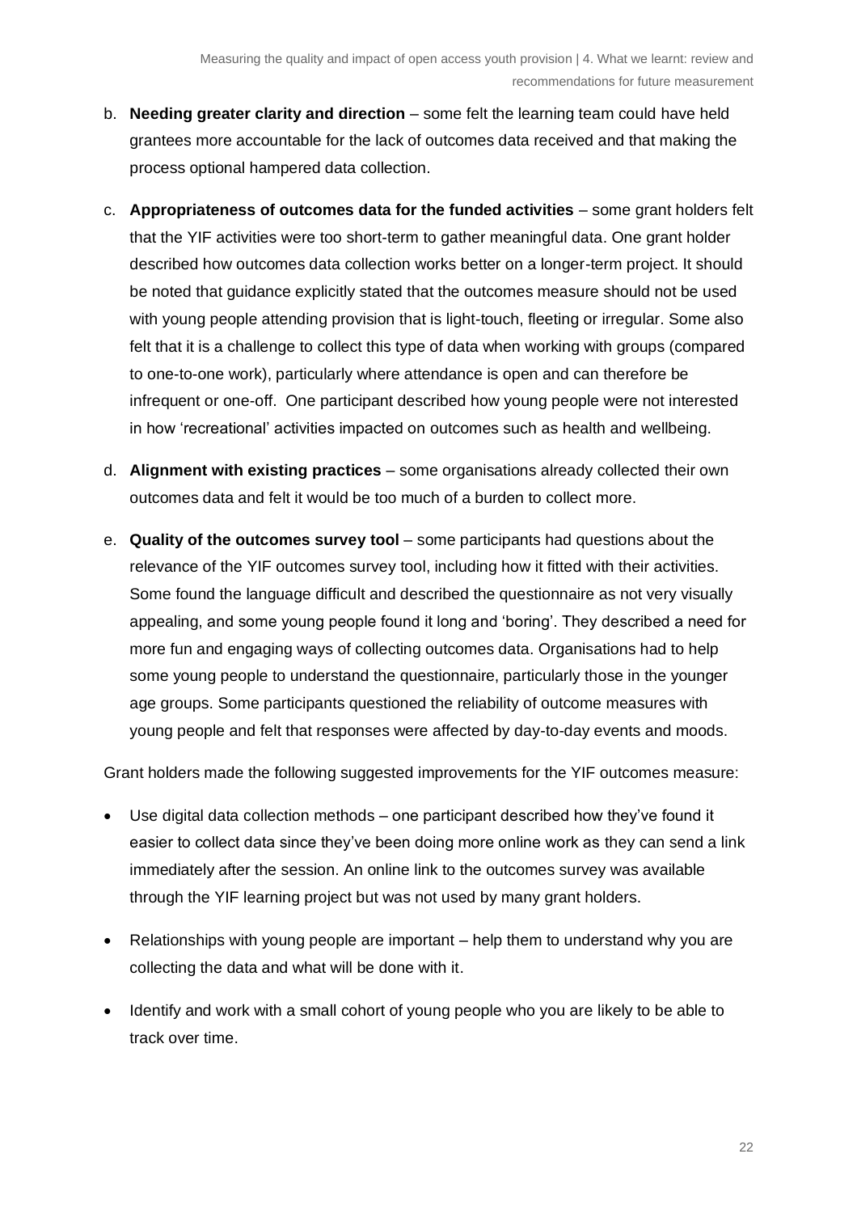b. **Needing greater clarity and direction** – some felt the learning team could have held grantees more accountable for the lack of outcomes data received and that making the process optional hampered data collection.

c. **Appropriateness of outcomes data for the funded activities** – some grant holders felt that the YIF activities were too short-term to gather meaningful data. One grant holder described how outcomes data collection works better on a longer-term project. It should be noted that guidance explicitly stated that the outcomes measure should not be used with young people attending provision that is light-touch, fleeting or irregular. Some also felt that it is a challenge to collect this type of data when working with groups (compared to one-to-one work), particularly where attendance is open and can therefore be infrequent or one-off. One participant described how young people were not interested in how 'recreational' activities impacted on outcomes such as health and wellbeing.

d. **Alignment with existing practices** – some organisations already collected their own outcomes data and felt it would be too much of a burden to collect more.

e. **Quality of the outcomes survey tool** – some participants had questions about the relevance of the YIF outcomes survey tool, including how it fitted with their activities. Some found the language difficult and described the questionnaire as not very visually appealing, and some young people found it long and 'boring'. They described a need for more fun and engaging ways of collecting outcomes data. Organisations had to help some young people to understand the questionnaire, particularly those in the younger age groups. Some participants questioned the reliability of outcome measures with young people and felt that responses were affected by day-to-day events and moods.

Grant holders made the following suggested improvements for the YIF outcomes measure:

- Use digital data collection methods – one participant described how they've found it easier to collect data since they've been doing more online work as they can send a link immediately after the session. An online link to the outcomes survey was available through the YIF learning project but was not used by many grant holders.
- Relationships with young people are important – help them to understand why you are collecting the data and what will be done with it.
- Identify and work with a small cohort of young people who you are likely to be able to track over time.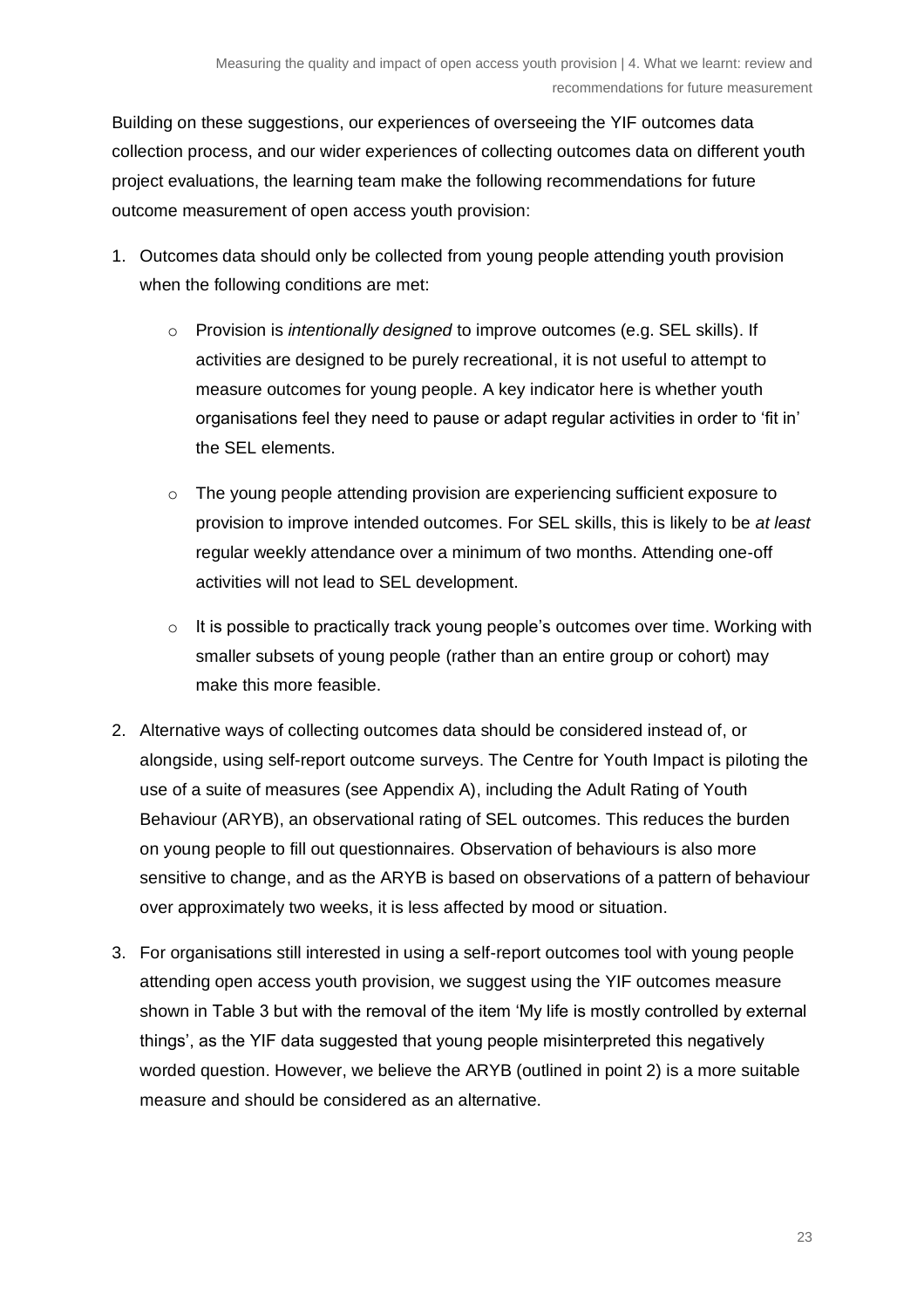Building on these suggestions, our experiences of overseeing the YIF outcomes data collection process, and our wider experiences of collecting outcomes data on different youth project evaluations, the learning team make the following recommendations for future outcome measurement of open access youth provision:

1. Outcomes data should only be collected from young people attending youth provision when the following conditions are met:

   - Provision is *intentionally designed* to improve outcomes (e.g. SEL skills). If activities are designed to be purely recreational, it is not useful to attempt to measure outcomes for young people. A key indicator here is whether youth organisations feel they need to pause or adapt regular activities in order to 'fit in' the SEL elements.

   - The young people attending provision are experiencing sufficient exposure to provision to improve intended outcomes. For SEL skills, this is likely to be *at least* regular weekly attendance over a minimum of two months. Attending one-off activities will not lead to SEL development.

   - It is possible to practically track young people's outcomes over time. Working with smaller subsets of young people (rather than an entire group or cohort) may make this more feasible.

2. Alternative ways of collecting outcomes data should be considered instead of, or alongside, using self-report outcome surveys. The Centre for Youth Impact is piloting the use of a suite of measures (see Appendix A), including the Adult Rating of Youth Behaviour (ARYB), an observational rating of SEL outcomes. This reduces the burden on young people to fill out questionnaires. Observation of behaviours is also more sensitive to change, and as the ARYB is based on observations of a pattern of behaviour over approximately two weeks, it is less affected by mood or situation.

3. For organisations still interested in using a self-report outcomes tool with young people attending open access youth provision, we suggest using the YIF outcomes measure shown in Table 3 but with the removal of the item 'My life is mostly controlled by external things', as the YIF data suggested that young people misinterpreted this negatively worded question. However, we believe the ARYB (outlined in point 2) is a more suitable measure and should be considered as an alternative.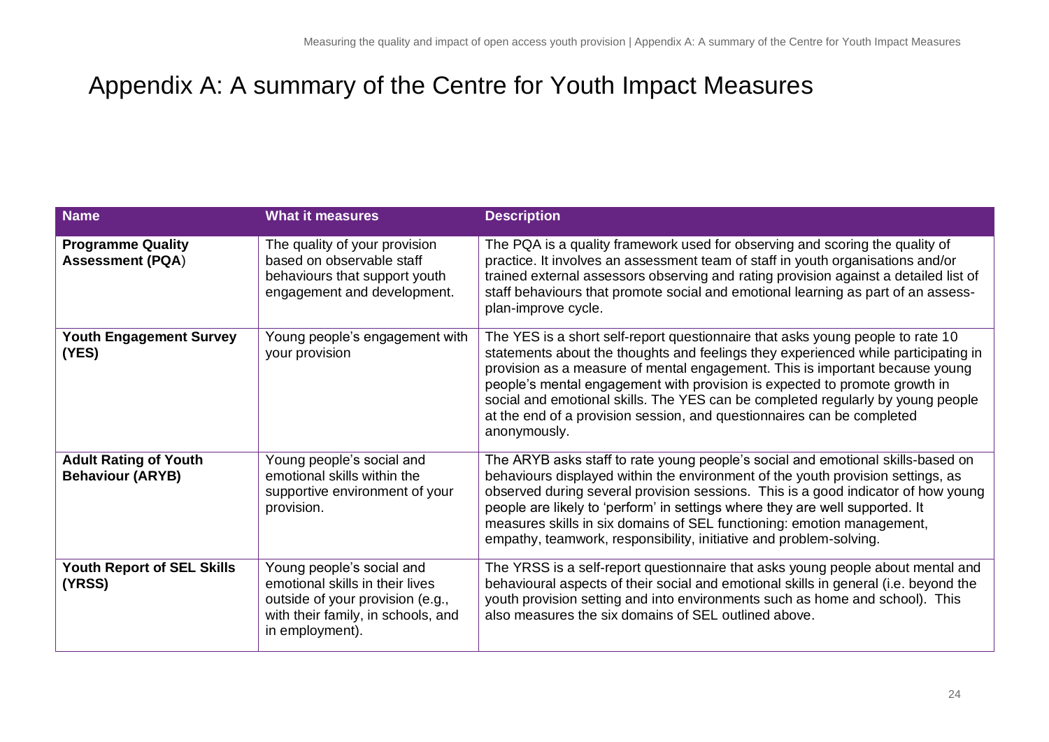# Appendix A: A summary of the Centre for Youth Impact Measures

| Name | What it measures | Description |
|---|---|---|
| **Programme Quality Assessment (PQA)** | The quality of your provision based on observable staff behaviours that support youth engagement and development. | The PQA is a quality framework used for observing and scoring the quality of practice. It involves an assessment team of staff in youth organisations and/or trained external assessors observing and rating provision against a detailed list of staff behaviours that promote social and emotional learning as part of an assess-plan-improve cycle. |
| **Youth Engagement Survey (YES)** | Young people's engagement with your provision | The YES is a short self-report questionnaire that asks young people to rate 10 statements about the thoughts and feelings they experienced while participating in provision as a measure of mental engagement. This is important because young people's mental engagement with provision is expected to promote growth in social and emotional skills. The YES can be completed regularly by young people at the end of a provision session, and questionnaires can be completed anonymously. |
| **Adult Rating of Youth Behaviour (ARYB)** | Young people's social and emotional skills within the supportive environment of your provision. | The ARYB asks staff to rate young people's social and emotional skills-based on behaviours displayed within the environment of the youth provision settings, as observed during several provision sessions. This is a good indicator of how young people are likely to 'perform' in settings where they are well supported. It measures skills in six domains of SEL functioning: emotion management, empathy, teamwork, responsibility, initiative and problem-solving. |
| **Youth Report of SEL Skills (YRSS)** | Young people's social and emotional skills in their lives outside of your provision (e.g., with their family, in schools, and in employment). | The YRSS is a self-report questionnaire that asks young people about mental and behavioural aspects of their social and emotional skills in general (i.e. beyond the youth provision setting and into environments such as home and school). This also measures the six domains of SEL outlined above. |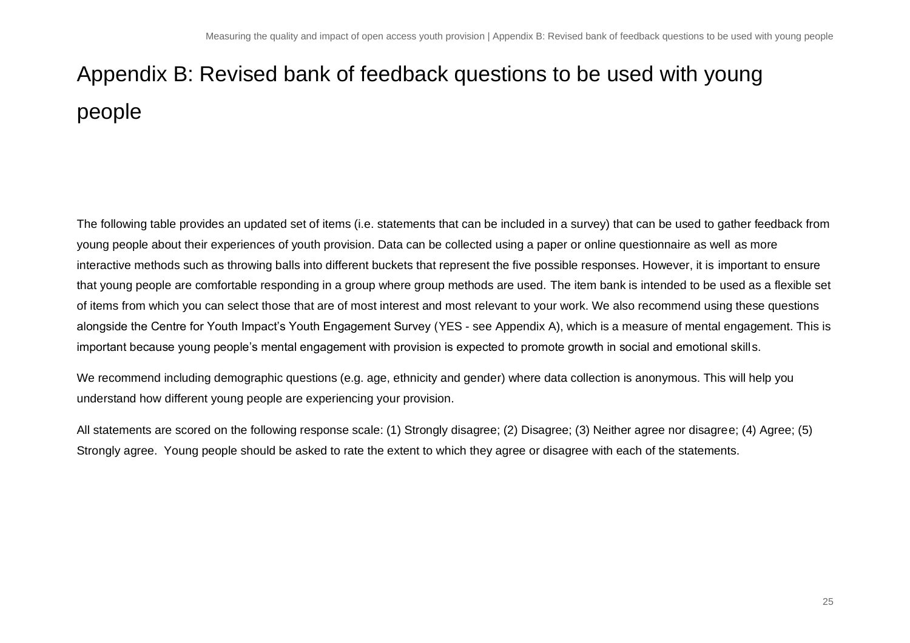# Appendix B: Revised bank of feedback questions to be used with young people

The following table provides an updated set of items (i.e. statements that can be included in a survey) that can be used to gather feedback from young people about their experiences of youth provision. Data can be collected using a paper or online questionnaire as well as more interactive methods such as throwing balls into different buckets that represent the five possible responses. However, it is important to ensure that young people are comfortable responding in a group where group methods are used. The item bank is intended to be used as a flexible set of items from which you can select those that are of most interest and most relevant to your work. We also recommend using these questions alongside the Centre for Youth Impact's Youth Engagement Survey (YES - see Appendix A), which is a measure of mental engagement. This is important because young people's mental engagement with provision is expected to promote growth in social and emotional skills.

We recommend including demographic questions (e.g. age, ethnicity and gender) where data collection is anonymous. This will help you understand how different young people are experiencing your provision.

All statements are scored on the following response scale: (1) Strongly disagree; (2) Disagree; (3) Neither agree nor disagree; (4) Agree; (5) Strongly agree. Young people should be asked to rate the extent to which they agree or disagree with each of the statements.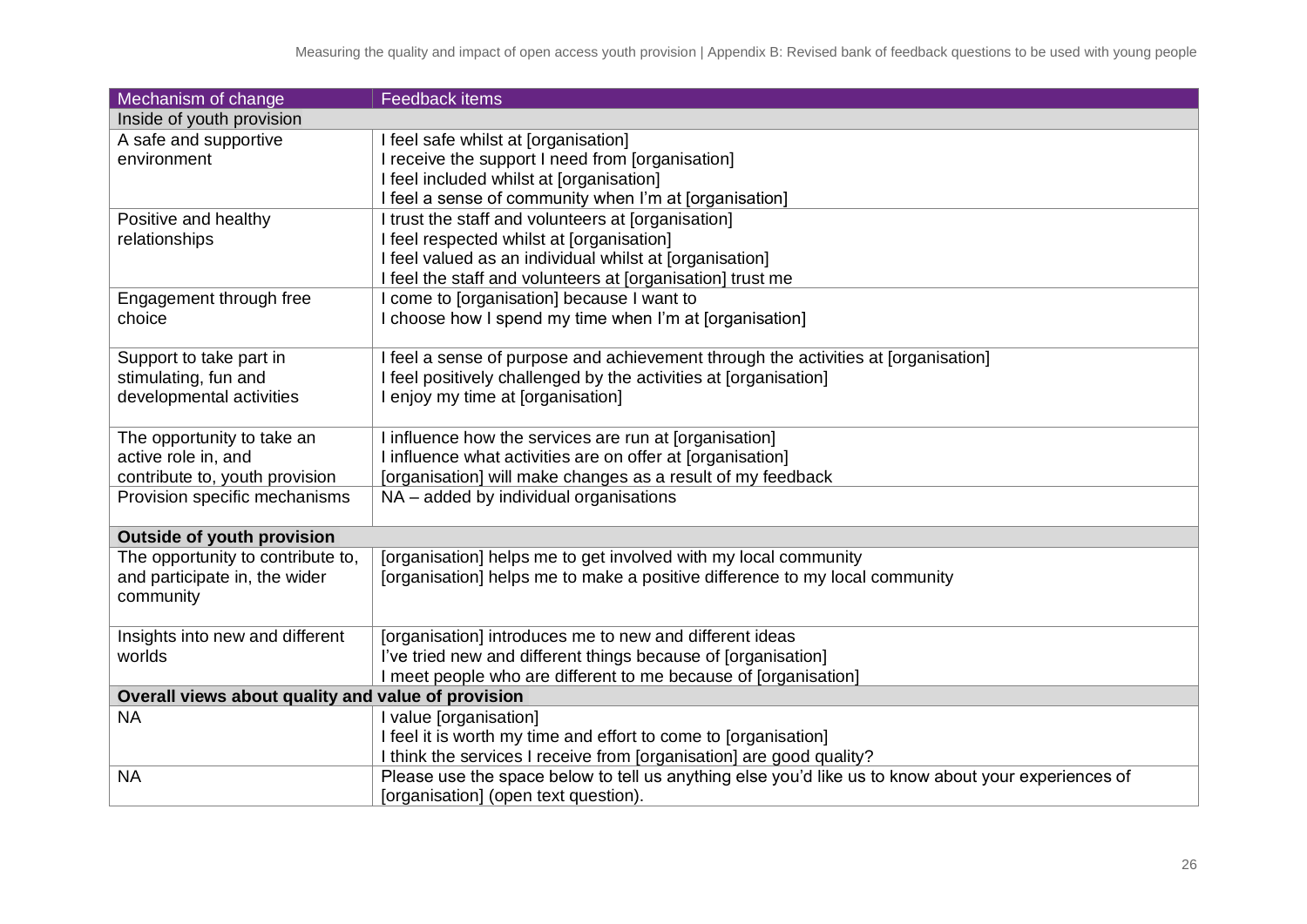| Mechanism of change | Feedback items |
|---|---|
| Inside of youth provision | |
| A safe and supportive environment | I feel safe whilst at [organisation]<br>I receive the support I need from [organisation]<br>I feel included whilst at [organisation]<br>I feel a sense of community when I'm at [organisation] |
| Positive and healthy relationships | I trust the staff and volunteers at [organisation]<br>I feel respected whilst at [organisation]<br>I feel valued as an individual whilst at [organisation]<br>I feel the staff and volunteers at [organisation] trust me |
| Engagement through free choice | I come to [organisation] because I want to<br>I choose how I spend my time when I'm at [organisation] |
| Support to take part in stimulating, fun and developmental activities | I feel a sense of purpose and achievement through the activities at [organisation]<br>I feel positively challenged by the activities at [organisation]<br>I enjoy my time at [organisation] |
| The opportunity to take an active role in, and contribute to, youth provision | I influence how the services are run at [organisation]<br>I influence what activities are on offer at [organisation]<br>[organisation] will make changes as a result of my feedback |
| Provision specific mechanisms | NA – added by individual organisations |
| **Outside of youth provision** | |
| The opportunity to contribute to, and participate in, the wider community | [organisation] helps me to get involved with my local community<br>[organisation] helps me to make a positive difference to my local community |
| Insights into new and different worlds | [organisation] introduces me to new and different ideas<br>I've tried new and different things because of [organisation]<br>I meet people who are different to me because of [organisation] |
| **Overall views about quality and value of provision** | |
| NA | I value [organisation]<br>I feel it is worth my time and effort to come to [organisation]<br>I think the services I receive from [organisation] are good quality? |
| NA | Please use the space below to tell us anything else you'd like us to know about your experiences of [organisation] (open text question). |